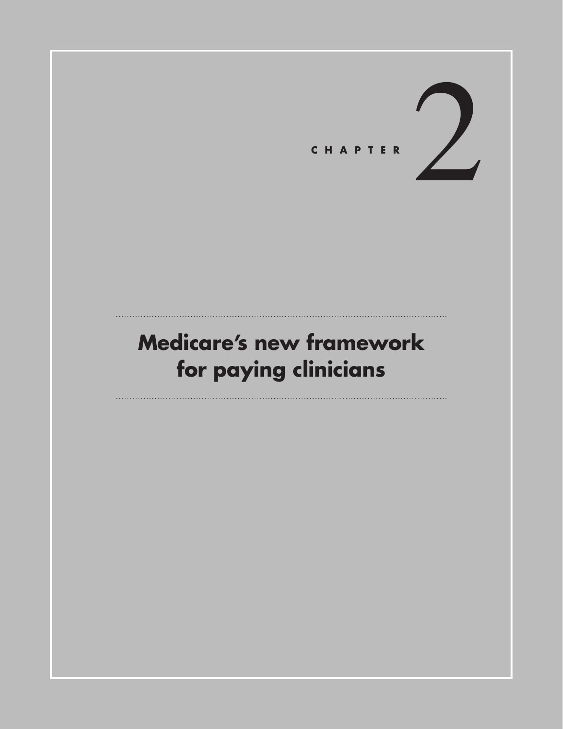# CHAPTER 2

# Medicare's new framework for paying clinicians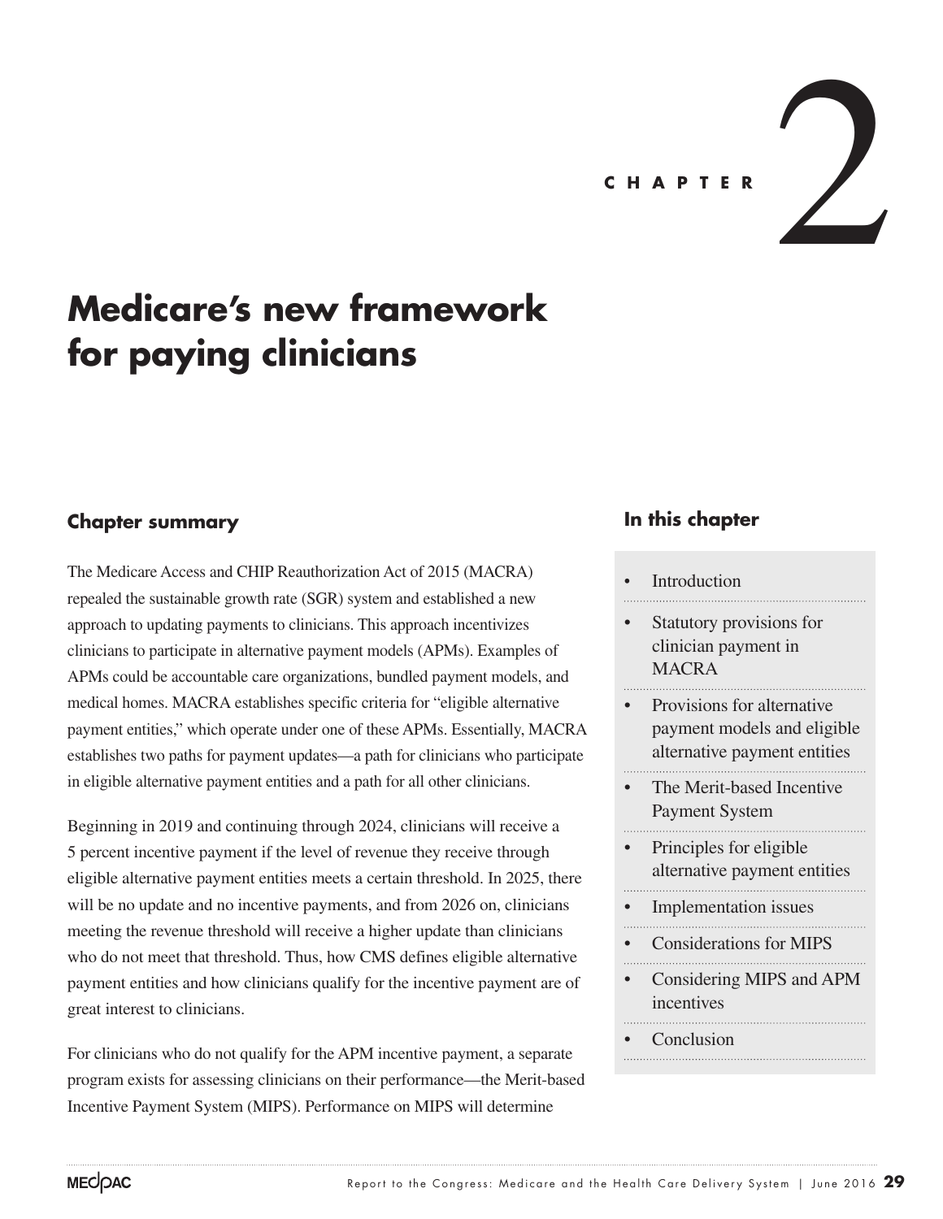# CHAPTER 2

# Medicare's new framework for paying clinicians

## Chapter summary

The Medicare Access and CHIP Reauthorization Act of 2015 (MACRA) repealed the sustainable growth rate (SGR) system and established a new approach to updating payments to clinicians. This approach incentivizes clinicians to participate in alternative payment models (APMs). Examples of APMs could be accountable care organizations, bundled payment models, and medical homes. MACRA establishes specific criteria for "eligible alternative payment entities," which operate under one of these APMs. Essentially, MACRA establishes two paths for payment updates—a path for clinicians who participate in eligible alternative payment entities and a path for all other clinicians.

Beginning in 2019 and continuing through 2024, clinicians will receive a 5 percent incentive payment if the level of revenue they receive through eligible alternative payment entities meets a certain threshold. In 2025, there will be no update and no incentive payments, and from 2026 on, clinicians meeting the revenue threshold will receive a higher update than clinicians who do not meet that threshold. Thus, how CMS defines eligible alternative payment entities and how clinicians qualify for the incentive payment are of great interest to clinicians.

For clinicians who do not qualify for the APM incentive payment, a separate program exists for assessing clinicians on their performance—the Merit-based Incentive Payment System (MIPS). Performance on MIPS will determine

### In this chapter

- Introduction
- Statutory provisions for clinician payment in MACRA
- Provisions for alternative payment models and eligible alternative payment entities
- The Merit-based Incentive Payment System
- Principles for eligible alternative payment entities
- Implementation issues
- Considerations for MIPS
- Considering MIPS and APM incentives
- Conclusion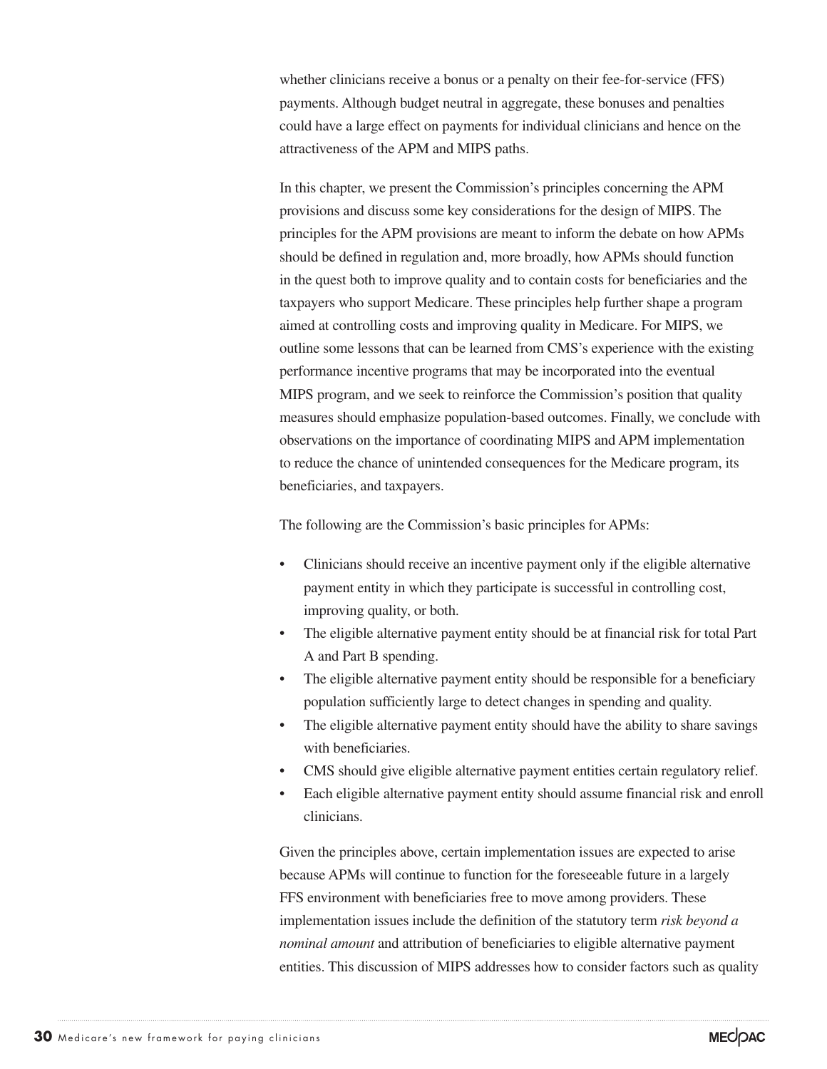whether clinicians receive a bonus or a penalty on their fee-for-service (FFS) payments. Although budget neutral in aggregate, these bonuses and penalties could have a large effect on payments for individual clinicians and hence on the attractiveness of the APM and MIPS paths.

In this chapter, we present the Commission's principles concerning the APM provisions and discuss some key considerations for the design of MIPS. The principles for the APM provisions are meant to inform the debate on how APMs should be defined in regulation and, more broadly, how APMs should function in the quest both to improve quality and to contain costs for beneficiaries and the taxpayers who support Medicare. These principles help further shape a program aimed at controlling costs and improving quality in Medicare. For MIPS, we outline some lessons that can be learned from CMS's experience with the existing performance incentive programs that may be incorporated into the eventual MIPS program, and we seek to reinforce the Commission's position that quality measures should emphasize population-based outcomes. Finally, we conclude with observations on the importance of coordinating MIPS and APM implementation to reduce the chance of unintended consequences for the Medicare program, its beneficiaries, and taxpayers.

The following are the Commission's basic principles for APMs:

- Clinicians should receive an incentive payment only if the eligible alternative payment entity in which they participate is successful in controlling cost, improving quality, or both.
- The eligible alternative payment entity should be at financial risk for total Part A and Part B spending.
- The eligible alternative payment entity should be responsible for a beneficiary population sufficiently large to detect changes in spending and quality.
- The eligible alternative payment entity should have the ability to share savings with beneficiaries.
- CMS should give eligible alternative payment entities certain regulatory relief.
- Each eligible alternative payment entity should assume financial risk and enroll clinicians.

Given the principles above, certain implementation issues are expected to arise because APMs will continue to function for the foreseeable future in a largely FFS environment with beneficiaries free to move among providers. These implementation issues include the definition of the statutory term *risk beyond a nominal amount* and attribution of beneficiaries to eligible alternative payment entities. This discussion of MIPS addresses how to consider factors such as quality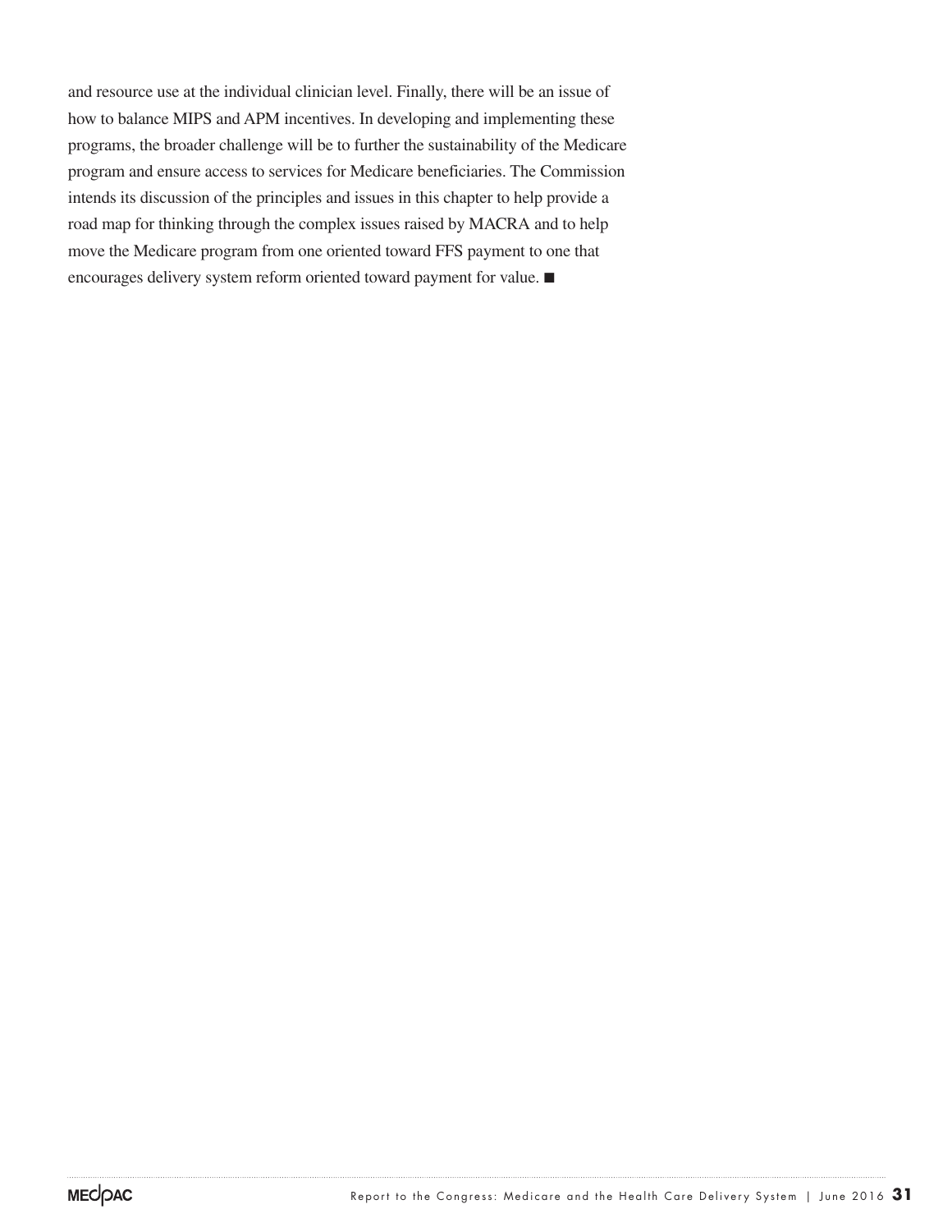and resource use at the individual clinician level. Finally, there will be an issue of how to balance MIPS and APM incentives. In developing and implementing these programs, the broader challenge will be to further the sustainability of the Medicare program and ensure access to services for Medicare beneficiaries. The Commission intends its discussion of the principles and issues in this chapter to help provide a road map for thinking through the complex issues raised by MACRA and to help move the Medicare program from one oriented toward FFS payment to one that encourages delivery system reform oriented toward payment for value. ■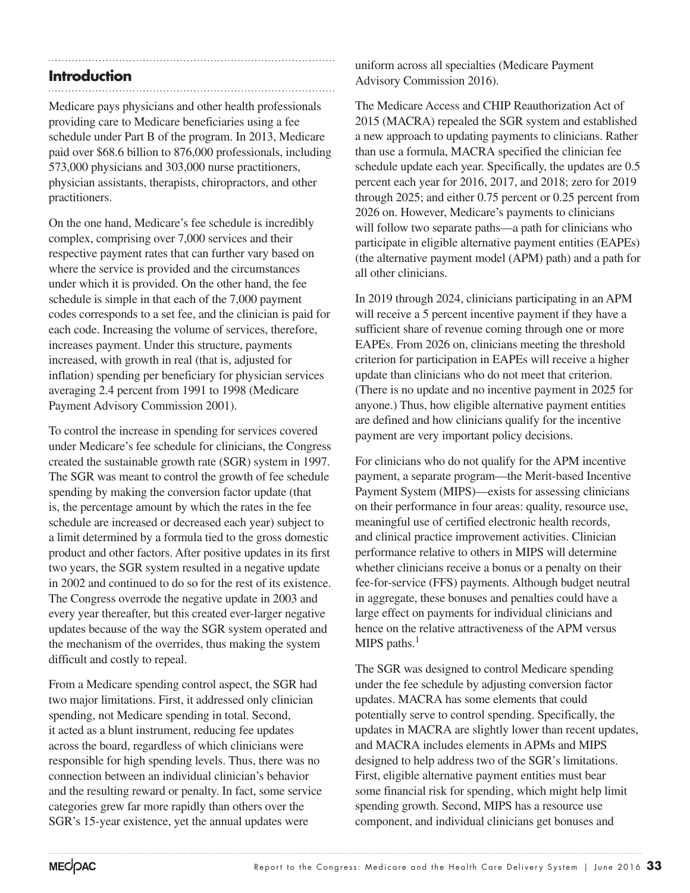## Introduction

Medicare pays physicians and other health professionals providing care to Medicare beneficiaries using a fee schedule under Part B of the program. In 2013, Medicare paid over $68.6 billion to 876,000 professionals, including 573,000 physicians and 303,000 nurse practitioners, physician assistants, therapists, chiropractors, and other practitioners.

On the one hand, Medicare's fee schedule is incredibly complex, comprising over 7,000 services and their respective payment rates that can further vary based on where the service is provided and the circumstances under which it is provided. On the other hand, the fee schedule is simple in that each of the 7,000 payment codes corresponds to a set fee, and the clinician is paid for each code. Increasing the volume of services, therefore, increases payment. Under this structure, payments increased, with growth in real (that is, adjusted for inflation) spending per beneficiary for physician services averaging 2.4 percent from 1991 to 1998 (Medicare Payment Advisory Commission 2001).

To control the increase in spending for services covered under Medicare's fee schedule for clinicians, the Congress created the sustainable growth rate (SGR) system in 1997. The SGR was meant to control the growth of fee schedule spending by making the conversion factor update (that is, the percentage amount by which the rates in the fee schedule are increased or decreased each year) subject to a limit determined by a formula tied to the gross domestic product and other factors. After positive updates in its first two years, the SGR system resulted in a negative update in 2002 and continued to do so for the rest of its existence. The Congress overrode the negative update in 2003 and every year thereafter, but this created ever-larger negative updates because of the way the SGR system operated and the mechanism of the overrides, thus making the system difficult and costly to repeal.

From a Medicare spending control aspect, the SGR had two major limitations. First, it addressed only clinician spending, not Medicare spending in total. Second, it acted as a blunt instrument, reducing fee updates across the board, regardless of which clinicians were responsible for high spending levels. Thus, there was no connection between an individual clinician's behavior and the resulting reward or penalty. In fact, some service categories grew far more rapidly than others over the SGR's 15-year existence, yet the annual updates were uniform across all specialties (Medicare Payment Advisory Commission 2016).

The Medicare Access and CHIP Reauthorization Act of 2015 (MACRA) repealed the SGR system and established a new approach to updating payments to clinicians. Rather than use a formula, MACRA specified the clinician fee schedule update each year. Specifically, the updates are 0.5 percent each year for 2016, 2017, and 2018; zero for 2019 through 2025; and either 0.75 percent or 0.25 percent from 2026 on. However, Medicare's payments to clinicians will follow two separate paths—a path for clinicians who participate in eligible alternative payment entities (EAPEs) (the alternative payment model (APM) path) and a path for all other clinicians.

In 2019 through 2024, clinicians participating in an APM will receive a 5 percent incentive payment if they have a sufficient share of revenue coming through one or more EAPEs. From 2026 on, clinicians meeting the threshold criterion for participation in EAPEs will receive a higher update than clinicians who do not meet that criterion. (There is no update and no incentive payment in 2025 for anyone.) Thus, how eligible alternative payment entities are defined and how clinicians qualify for the incentive payment are very important policy decisions.

For clinicians who do not qualify for the APM incentive payment, a separate program—the Merit-based Incentive Payment System (MIPS)—exists for assessing clinicians on their performance in four areas: quality, resource use, meaningful use of certified electronic health records, and clinical practice improvement activities. Clinician performance relative to others in MIPS will determine whether clinicians receive a bonus or a penalty on their fee-for-service (FFS) payments. Although budget neutral in aggregate, these bonuses and penalties could have a large effect on payments for individual clinicians and hence on the relative attractiveness of the APM versus MIPS paths.[1]

The SGR was designed to control Medicare spending under the fee schedule by adjusting conversion factor updates. MACRA has some elements that could potentially serve to control spending. Specifically, the updates in MACRA are slightly lower than recent updates, and MACRA includes elements in APMs and MIPS designed to help address two of the SGR's limitations. First, eligible alternative payment entities must bear some financial risk for spending, which might help limit spending growth. Second, MIPS has a resource use component, and individual clinicians get bonuses and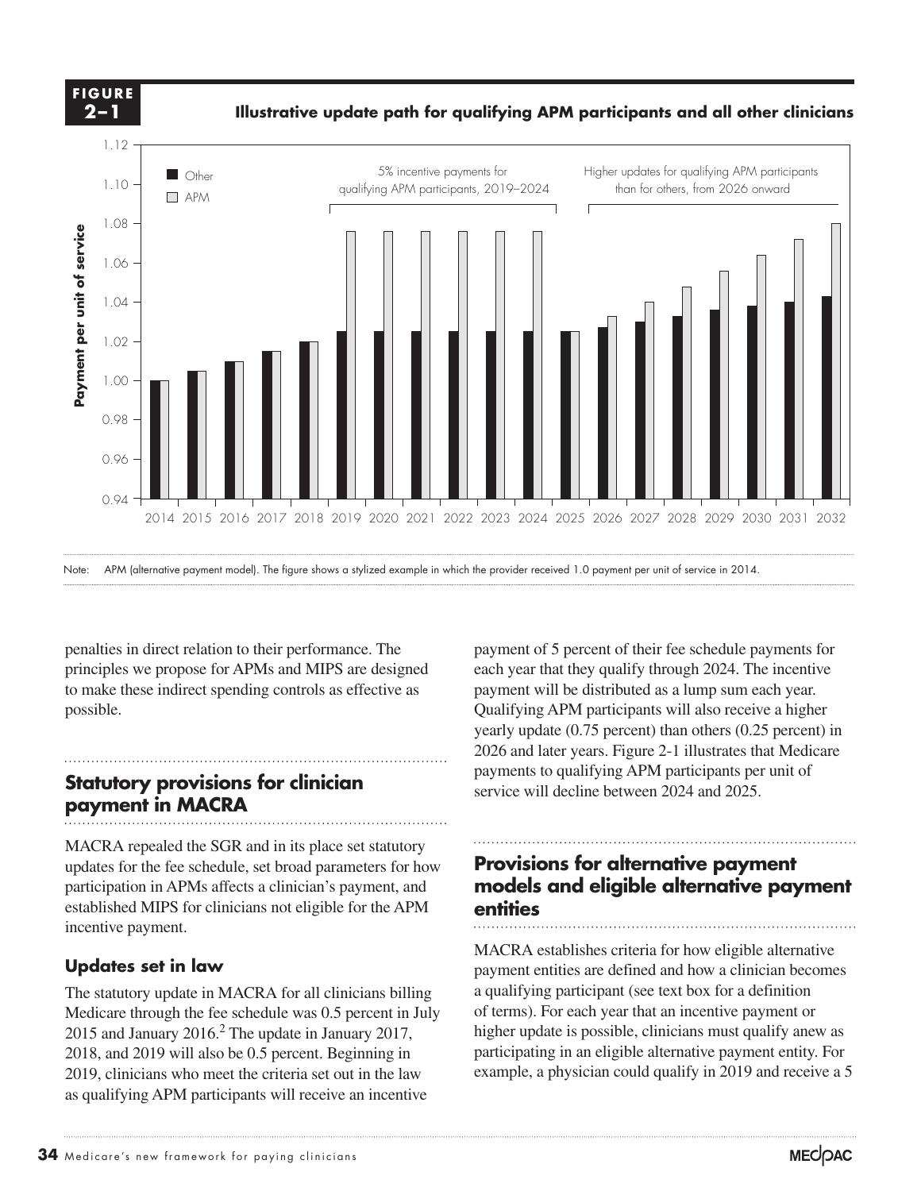**FIGURE 2–1**

**Illustrative update path for qualifying APM participants and all other clinicians**

Note: APM (alternative payment model). The figure shows a stylized example in which the provider received 1.0 payment per unit of service in 2014.

penalties in direct relation to their performance. The principles we propose for APMs and MIPS are designed to make these indirect spending controls as effective as possible.

## Statutory provisions for clinician payment in MACRA

MACRA repealed the SGR and in its place set statutory updates for the fee schedule, set broad parameters for how participation in APMs affects a clinician's payment, and established MIPS for clinicians not eligible for the APM incentive payment.

### Updates set in law

The statutory update in MACRA for all clinicians billing Medicare through the fee schedule was 0.5 percent in July 2015 and January 2016.[2] The update in January 2017, 2018, and 2019 will also be 0.5 percent. Beginning in 2019, clinicians who meet the criteria set out in the law as qualifying APM participants will receive an incentive payment of 5 percent of their fee schedule payments for each year that they qualify through 2024. The incentive payment will be distributed as a lump sum each year. Qualifying APM participants will also receive a higher yearly update (0.75 percent) than others (0.25 percent) in 2026 and later years. Figure 2-1 illustrates that Medicare payments to qualifying APM participants per unit of service will decline between 2024 and 2025.

## Provisions for alternative payment models and eligible alternative payment entities

MACRA establishes criteria for how eligible alternative payment entities are defined and how a clinician becomes a qualifying participant (see text box for a definition of terms). For each year that an incentive payment or higher update is possible, clinicians must qualify anew as participating in an eligible alternative payment entity. For example, a physician could qualify in 2019 and receive a 5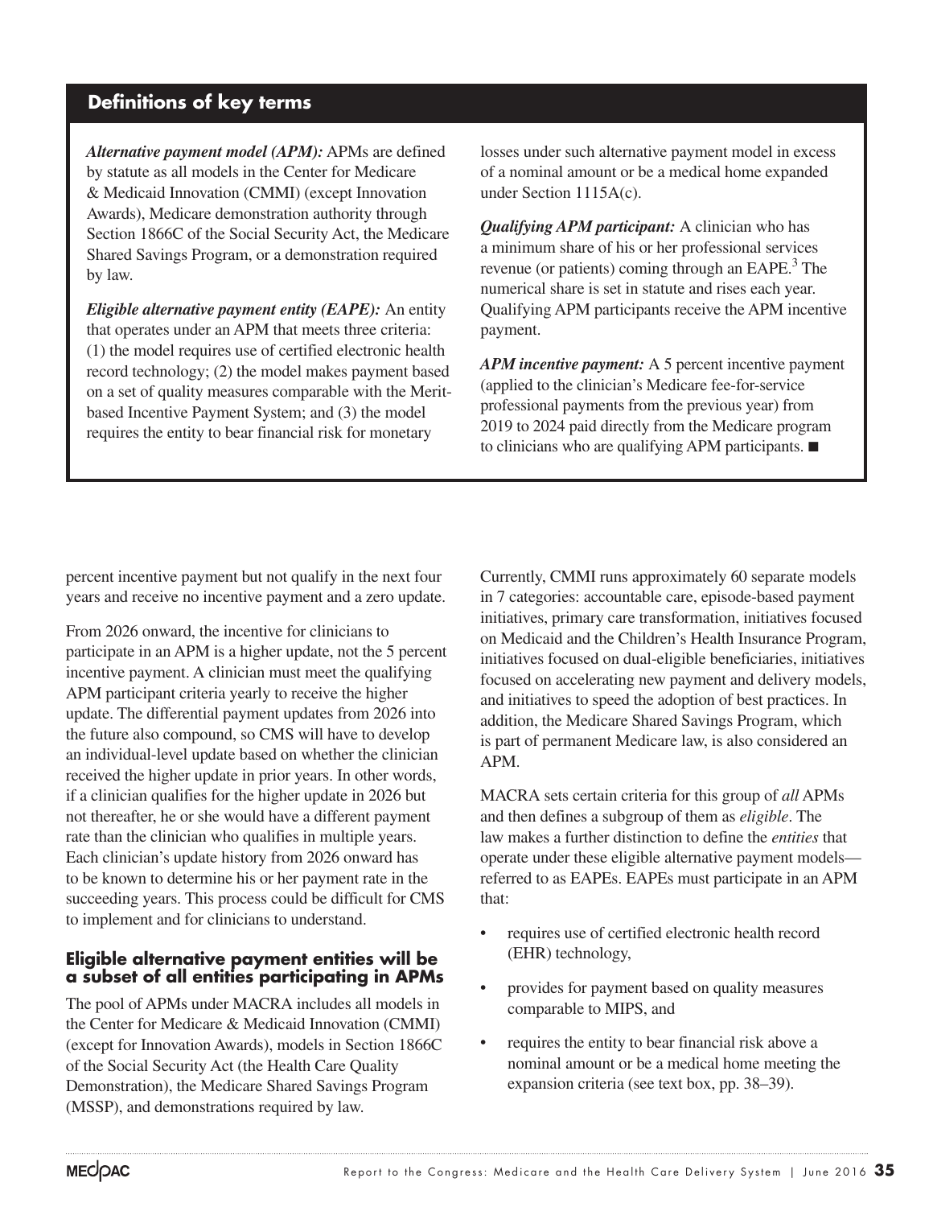## Definitions of key terms

***Alternative payment model (APM):*** APMs are defined by statute as all models in the Center for Medicare & Medicaid Innovation (CMMI) (except Innovation Awards), Medicare demonstration authority through Section 1866C of the Social Security Act, the Medicare Shared Savings Program, or a demonstration required by law.

***Eligible alternative payment entity (EAPE):*** An entity that operates under an APM that meets three criteria: (1) the model requires use of certified electronic health record technology; (2) the model makes payment based on a set of quality measures comparable with the Merit-based Incentive Payment System; and (3) the model requires the entity to bear financial risk for monetary losses under such alternative payment model in excess of a nominal amount or be a medical home expanded under Section 1115A(c).

***Qualifying APM participant:*** A clinician who has a minimum share of his or her professional services revenue (or patients) coming through an EAPE.[3] The numerical share is set in statute and rises each year. Qualifying APM participants receive the APM incentive payment.

***APM incentive payment:*** A 5 percent incentive payment (applied to the clinician's Medicare fee-for-service professional payments from the previous year) from 2019 to 2024 paid directly from the Medicare program to clinicians who are qualifying APM participants. ■

percent incentive payment but not qualify in the next four years and receive no incentive payment and a zero update.

From 2026 onward, the incentive for clinicians to participate in an APM is a higher update, not the 5 percent incentive payment. A clinician must meet the qualifying APM participant criteria yearly to receive the higher update. The differential payment updates from 2026 into the future also compound, so CMS will have to develop an individual-level update based on whether the clinician received the higher update in prior years. In other words, if a clinician qualifies for the higher update in 2026 but not thereafter, he or she would have a different payment rate than the clinician who qualifies in multiple years. Each clinician's update history from 2026 onward has to be known to determine his or her payment rate in the succeeding years. This process could be difficult for CMS to implement and for clinicians to understand.

### Eligible alternative payment entities will be a subset of all entities participating in APMs

The pool of APMs under MACRA includes all models in the Center for Medicare & Medicaid Innovation (CMMI) (except for Innovation Awards), models in Section 1866C of the Social Security Act (the Health Care Quality Demonstration), the Medicare Shared Savings Program (MSSP), and demonstrations required by law.

Currently, CMMI runs approximately 60 separate models in 7 categories: accountable care, episode-based payment initiatives, primary care transformation, initiatives focused on Medicaid and the Children's Health Insurance Program, initiatives focused on dual-eligible beneficiaries, initiatives focused on accelerating new payment and delivery models, and initiatives to speed the adoption of best practices. In addition, the Medicare Shared Savings Program, which is part of permanent Medicare law, is also considered an APM.

MACRA sets certain criteria for this group of *all* APMs and then defines a subgroup of them as *eligible*. The law makes a further distinction to define the *entities* that operate under these eligible alternative payment models—referred to as EAPEs. EAPEs must participate in an APM that:

- requires use of certified electronic health record (EHR) technology,
- provides for payment based on quality measures comparable to MIPS, and
- requires the entity to bear financial risk above a nominal amount or be a medical home meeting the expansion criteria (see text box, pp. 38–39).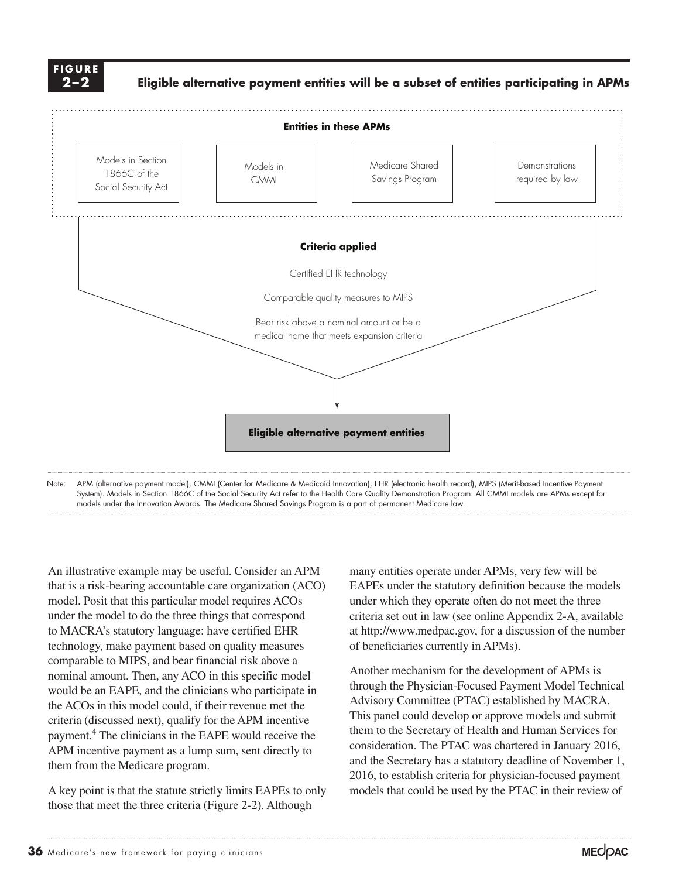**FIGURE 2–2**

**Eligible alternative payment entities will be a subset of entities participating in APMs**

**Entities in these APMs**

- Models in Section 1866C of the Social Security Act
- Models in CMMI
- Medicare Shared Savings Program
- Demonstrations required by law

**Criteria applied**

- Certified EHR technology
- Comparable quality measures to MIPS
- Bear risk above a nominal amount or be a medical home that meets expansion criteria

**Eligible alternative payment entities**

Note: APM (alternative payment model), CMMI (Center for Medicare & Medicaid Innovation), EHR (electronic health record), MIPS (Merit-based Incentive Payment System). Models in Section 1866C of the Social Security Act refer to the Health Care Quality Demonstration Program. All CMMI models are APMs except for models under the Innovation Awards. The Medicare Shared Savings Program is a part of permanent Medicare law.

An illustrative example may be useful. Consider an APM that is a risk-bearing accountable care organization (ACO) model. Posit that this particular model requires ACOs under the model to do the three things that correspond to MACRA's statutory language: have certified EHR technology, make payment based on quality measures comparable to MIPS, and bear financial risk above a nominal amount. Then, any ACO in this specific model would be an EAPE, and the clinicians who participate in the ACOs in this model could, if their revenue met the criteria (discussed next), qualify for the APM incentive payment.[4] The clinicians in the EAPE would receive the APM incentive payment as a lump sum, sent directly to them from the Medicare program.

A key point is that the statute strictly limits EAPEs to only those that meet the three criteria (Figure 2-2). Although many entities operate under APMs, very few will be EAPEs under the statutory definition because the models under which they operate often do not meet the three criteria set out in law (see online Appendix 2-A, available at http://www.medpac.gov, for a discussion of the number of beneficiaries currently in APMs).

Another mechanism for the development of APMs is through the Physician-Focused Payment Model Technical Advisory Committee (PTAC) established by MACRA. This panel could develop or approve models and submit them to the Secretary of Health and Human Services for consideration. The PTAC was chartered in January 2016, and the Secretary has a statutory deadline of November 1, 2016, to establish criteria for physician-focused payment models that could be used by the PTAC in their review of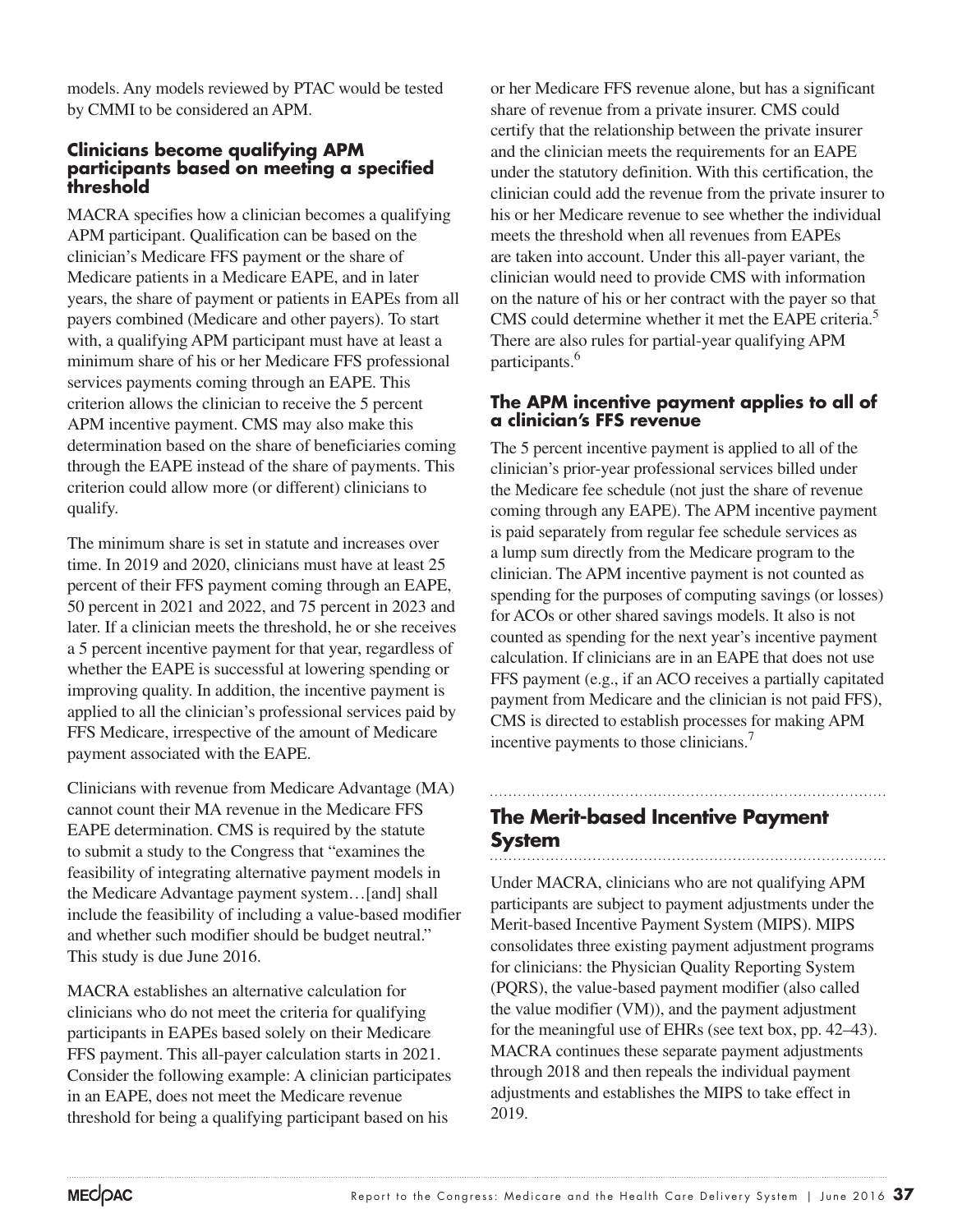models. Any models reviewed by PTAC would be tested by CMMI to be considered an APM.

### Clinicians become qualifying APM participants based on meeting a specified threshold

MACRA specifies how a clinician becomes a qualifying APM participant. Qualification can be based on the clinician's Medicare FFS payment or the share of Medicare patients in a Medicare EAPE, and in later years, the share of payment or patients in EAPEs from all payers combined (Medicare and other payers). To start with, a qualifying APM participant must have at least a minimum share of his or her Medicare FFS professional services payments coming through an EAPE. This criterion allows the clinician to receive the 5 percent APM incentive payment. CMS may also make this determination based on the share of beneficiaries coming through the EAPE instead of the share of payments. This criterion could allow more (or different) clinicians to qualify.

The minimum share is set in statute and increases over time. In 2019 and 2020, clinicians must have at least 25 percent of their FFS payment coming through an EAPE, 50 percent in 2021 and 2022, and 75 percent in 2023 and later. If a clinician meets the threshold, he or she receives a 5 percent incentive payment for that year, regardless of whether the EAPE is successful at lowering spending or improving quality. In addition, the incentive payment is applied to all the clinician's professional services paid by FFS Medicare, irrespective of the amount of Medicare payment associated with the EAPE.

Clinicians with revenue from Medicare Advantage (MA) cannot count their MA revenue in the Medicare FFS EAPE determination. CMS is required by the statute to submit a study to the Congress that "examines the feasibility of integrating alternative payment models in the Medicare Advantage payment system…[and] shall include the feasibility of including a value-based modifier and whether such modifier should be budget neutral." This study is due June 2016.

MACRA establishes an alternative calculation for clinicians who do not meet the criteria for qualifying participants in EAPEs based solely on their Medicare FFS payment. This all-payer calculation starts in 2021. Consider the following example: A clinician participates in an EAPE, does not meet the Medicare revenue threshold for being a qualifying participant based on his or her Medicare FFS revenue alone, but has a significant share of revenue from a private insurer. CMS could certify that the relationship between the private insurer and the clinician meets the requirements for an EAPE under the statutory definition. With this certification, the clinician could add the revenue from the private insurer to his or her Medicare revenue to see whether the individual meets the threshold when all revenues from EAPEs are taken into account. Under this all-payer variant, the clinician would need to provide CMS with information on the nature of his or her contract with the payer so that CMS could determine whether it met the EAPE criteria.[5] There are also rules for partial-year qualifying APM participants.[6]

### The APM incentive payment applies to all of a clinician's FFS revenue

The 5 percent incentive payment is applied to all of the clinician's prior-year professional services billed under the Medicare fee schedule (not just the share of revenue coming through any EAPE). The APM incentive payment is paid separately from regular fee schedule services as a lump sum directly from the Medicare program to the clinician. The APM incentive payment is not counted as spending for the purposes of computing savings (or losses) for ACOs or other shared savings models. It also is not counted as spending for the next year's incentive payment calculation. If clinicians are in an EAPE that does not use FFS payment (e.g., if an ACO receives a partially capitated payment from Medicare and the clinician is not paid FFS), CMS is directed to establish processes for making APM incentive payments to those clinicians.[7]

## The Merit-based Incentive Payment System

Under MACRA, clinicians who are not qualifying APM participants are subject to payment adjustments under the Merit-based Incentive Payment System (MIPS). MIPS consolidates three existing payment adjustment programs for clinicians: the Physician Quality Reporting System (PQRS), the value-based payment modifier (also called the value modifier (VM)), and the payment adjustment for the meaningful use of EHRs (see text box, pp. 42–43). MACRA continues these separate payment adjustments through 2018 and then repeals the individual payment adjustments and establishes the MIPS to take effect in 2019.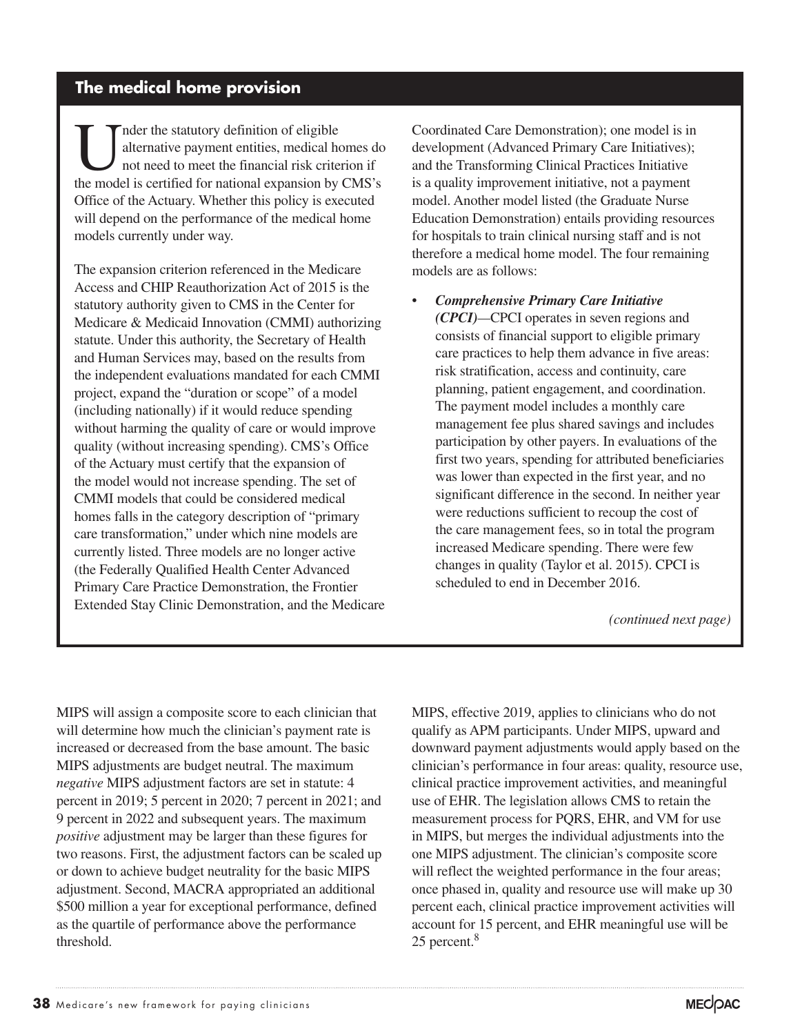## The medical home provision

Under the statutory definition of eligible alternative payment entities, medical homes do not need to meet the financial risk criterion if the model is certified for national expansion by CMS's Office of the Actuary. Whether this policy is executed will depend on the performance of the medical home models currently under way.

The expansion criterion referenced in the Medicare Access and CHIP Reauthorization Act of 2015 is the statutory authority given to CMS in the Center for Medicare & Medicaid Innovation (CMMI) authorizing statute. Under this authority, the Secretary of Health and Human Services may, based on the results from the independent evaluations mandated for each CMMI project, expand the "duration or scope" of a model (including nationally) if it would reduce spending without harming the quality of care or would improve quality (without increasing spending). CMS's Office of the Actuary must certify that the expansion of the model would not increase spending. The set of CMMI models that could be considered medical homes falls in the category description of "primary care transformation," under which nine models are currently listed. Three models are no longer active (the Federally Qualified Health Center Advanced Primary Care Practice Demonstration, the Frontier Extended Stay Clinic Demonstration, and the Medicare Coordinated Care Demonstration); one model is in development (Advanced Primary Care Initiatives); and the Transforming Clinical Practices Initiative is a quality improvement initiative, not a payment model. Another model listed (the Graduate Nurse Education Demonstration) entails providing resources for hospitals to train clinical nursing staff and is not therefore a medical home model. The four remaining models are as follows:

- ***Comprehensive Primary Care Initiative (CPCI)***—CPCI operates in seven regions and consists of financial support to eligible primary care practices to help them advance in five areas: risk stratification, access and continuity, care planning, patient engagement, and coordination. The payment model includes a monthly care management fee plus shared savings and includes participation by other payers. In evaluations of the first two years, spending for attributed beneficiaries was lower than expected in the first year, and no significant difference in the second. In neither year were reductions sufficient to recoup the cost of the care management fees, so in total the program increased Medicare spending. There were few changes in quality (Taylor et al. 2015). CPCI is scheduled to end in December 2016.

*(continued next page)*

MIPS will assign a composite score to each clinician that will determine how much the clinician's payment rate is increased or decreased from the base amount. The basic MIPS adjustments are budget neutral. The maximum *negative* MIPS adjustment factors are set in statute: 4 percent in 2019; 5 percent in 2020; 7 percent in 2021; and 9 percent in 2022 and subsequent years. The maximum *positive* adjustment may be larger than these figures for two reasons. First, the adjustment factors can be scaled up or down to achieve budget neutrality for the basic MIPS adjustment. Second, MACRA appropriated an additional $500 million a year for exceptional performance, defined as the quartile of performance above the performance threshold.

MIPS, effective 2019, applies to clinicians who do not qualify as APM participants. Under MIPS, upward and downward payment adjustments would apply based on the clinician's performance in four areas: quality, resource use, clinical practice improvement activities, and meaningful use of EHR. The legislation allows CMS to retain the measurement process for PQRS, EHR, and VM for use in MIPS, but merges the individual adjustments into the one MIPS adjustment. The clinician's composite score will reflect the weighted performance in the four areas; once phased in, quality and resource use will make up 30 percent each, clinical practice improvement activities will account for 15 percent, and EHR meaningful use will be 25 percent.[8]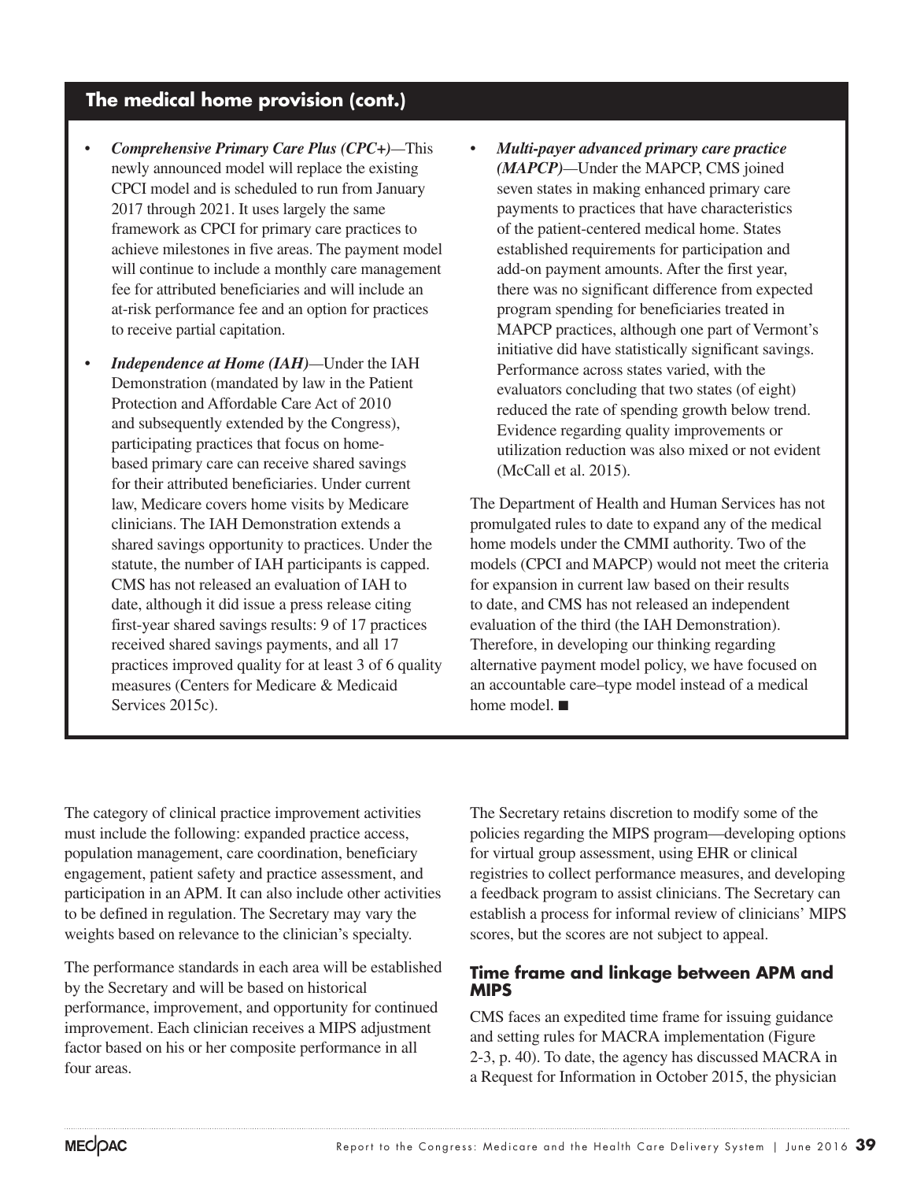## The medical home provision (cont.)

- ***Comprehensive Primary Care Plus (CPC+)***—This newly announced model will replace the existing CPCI model and is scheduled to run from January 2017 through 2021. It uses largely the same framework as CPCI for primary care practices to achieve milestones in five areas. The payment model will continue to include a monthly care management fee for attributed beneficiaries and will include an at-risk performance fee and an option for practices to receive partial capitation.
- ***Independence at Home (IAH)***—Under the IAH Demonstration (mandated by law in the Patient Protection and Affordable Care Act of 2010 and subsequently extended by the Congress), participating practices that focus on home-based primary care can receive shared savings for their attributed beneficiaries. Under current law, Medicare covers home visits by Medicare clinicians. The IAH Demonstration extends a shared savings opportunity to practices. Under the statute, the number of IAH participants is capped. CMS has not released an evaluation of IAH to date, although it did issue a press release citing first-year shared savings results: 9 of 17 practices received shared savings payments, and all 17 practices improved quality for at least 3 of 6 quality measures (Centers for Medicare & Medicaid Services 2015c).
- ***Multi-payer advanced primary care practice (MAPCP)***—Under the MAPCP, CMS joined seven states in making enhanced primary care payments to practices that have characteristics of the patient-centered medical home. States established requirements for participation and add-on payment amounts. After the first year, there was no significant difference from expected program spending for beneficiaries treated in MAPCP practices, although one part of Vermont's initiative did have statistically significant savings. Performance across states varied, with the evaluators concluding that two states (of eight) reduced the rate of spending growth below trend. Evidence regarding quality improvements or utilization reduction was also mixed or not evident (McCall et al. 2015).

The Department of Health and Human Services has not promulgated rules to date to expand any of the medical home models under the CMMI authority. Two of the models (CPCI and MAPCP) would not meet the criteria for expansion in current law based on their results to date, and CMS has not released an independent evaluation of the third (the IAH Demonstration). Therefore, in developing our thinking regarding alternative payment model policy, we have focused on an accountable care–type model instead of a medical home model. ■

The category of clinical practice improvement activities must include the following: expanded practice access, population management, care coordination, beneficiary engagement, patient safety and practice assessment, and participation in an APM. It can also include other activities to be defined in regulation. The Secretary may vary the weights based on relevance to the clinician's specialty.

The performance standards in each area will be established by the Secretary and will be based on historical performance, improvement, and opportunity for continued improvement. Each clinician receives a MIPS adjustment factor based on his or her composite performance in all four areas.

The Secretary retains discretion to modify some of the policies regarding the MIPS program—developing options for virtual group assessment, using EHR or clinical registries to collect performance measures, and developing a feedback program to assist clinicians. The Secretary can establish a process for informal review of clinicians' MIPS scores, but the scores are not subject to appeal.

### Time frame and linkage between APM and MIPS

CMS faces an expedited time frame for issuing guidance and setting rules for MACRA implementation (Figure 2-3, p. 40). To date, the agency has discussed MACRA in a Request for Information in October 2015, the physician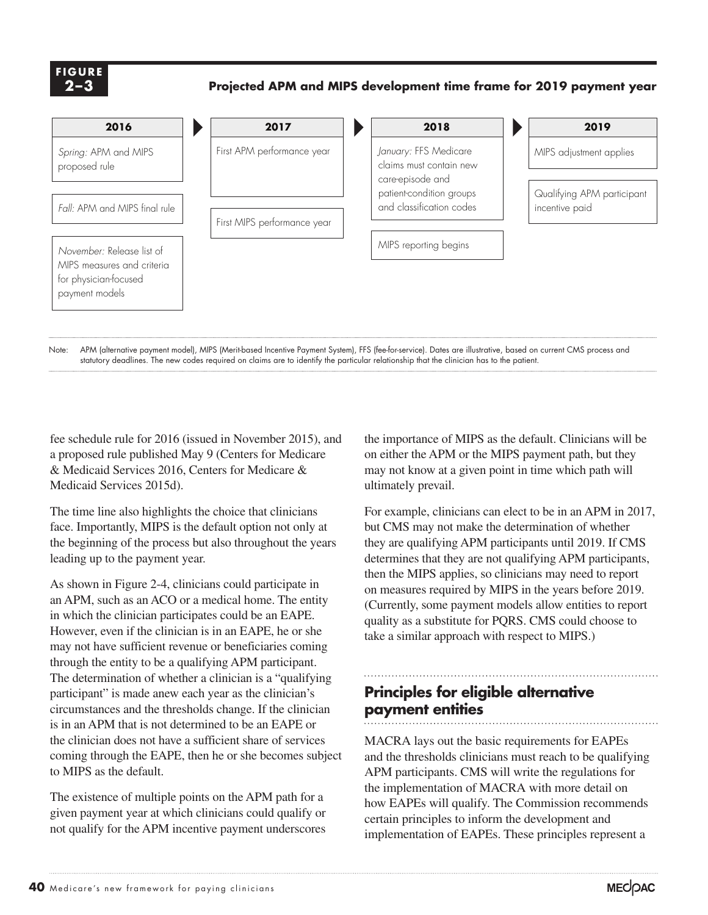**FIGURE 2–3**

**Projected APM and MIPS development time frame for 2019 payment year**

| 2016 | 2017 | 2018 | 2019 |
|---|---|---|---|
| *Spring:* APM and MIPS proposed rule | First APM performance year | *January:* FFS Medicare claims must contain new care-episode and patient-condition groups and classification codes | MIPS adjustment applies |
| *Fall:* APM and MIPS final rule | First MIPS performance year | MIPS reporting begins | Qualifying APM participant incentive paid |
| *November:* Release list of MIPS measures and criteria for physician-focused payment models | | | |

Note: APM (alternative payment model), MIPS (Merit-based Incentive Payment System), FFS (fee-for-service). Dates are illustrative, based on current CMS process and statutory deadlines. The new codes required on claims are to identify the particular relationship that the clinician has to the patient.

fee schedule rule for 2016 (issued in November 2015), and a proposed rule published May 9 (Centers for Medicare & Medicaid Services 2016, Centers for Medicare & Medicaid Services 2015d).

The time line also highlights the choice that clinicians face. Importantly, MIPS is the default option not only at the beginning of the process but also throughout the years leading up to the payment year.

As shown in Figure 2-4, clinicians could participate in an APM, such as an ACO or a medical home. The entity in which the clinician participates could be an EAPE. However, even if the clinician is in an EAPE, he or she may not have sufficient revenue or beneficiaries coming through the entity to be a qualifying APM participant. The determination of whether a clinician is a "qualifying participant" is made anew each year as the clinician's circumstances and the thresholds change. If the clinician is in an APM that is not determined to be an EAPE or the clinician does not have a sufficient share of services coming through the EAPE, then he or she becomes subject to MIPS as the default.

The existence of multiple points on the APM path for a given payment year at which clinicians could qualify or not qualify for the APM incentive payment underscores the importance of MIPS as the default. Clinicians will be on either the APM or the MIPS payment path, but they may not know at a given point in time which path will ultimately prevail.

For example, clinicians can elect to be in an APM in 2017, but CMS may not make the determination of whether they are qualifying APM participants until 2019. If CMS determines that they are not qualifying APM participants, then the MIPS applies, so clinicians may need to report on measures required by MIPS in the years before 2019. (Currently, some payment models allow entities to report quality as a substitute for PQRS. CMS could choose to take a similar approach with respect to MIPS.)

## Principles for eligible alternative payment entities

MACRA lays out the basic requirements for EAPEs and the thresholds clinicians must reach to be qualifying APM participants. CMS will write the regulations for the implementation of MACRA with more detail on how EAPEs will qualify. The Commission recommends certain principles to inform the development and implementation of EAPEs. These principles represent a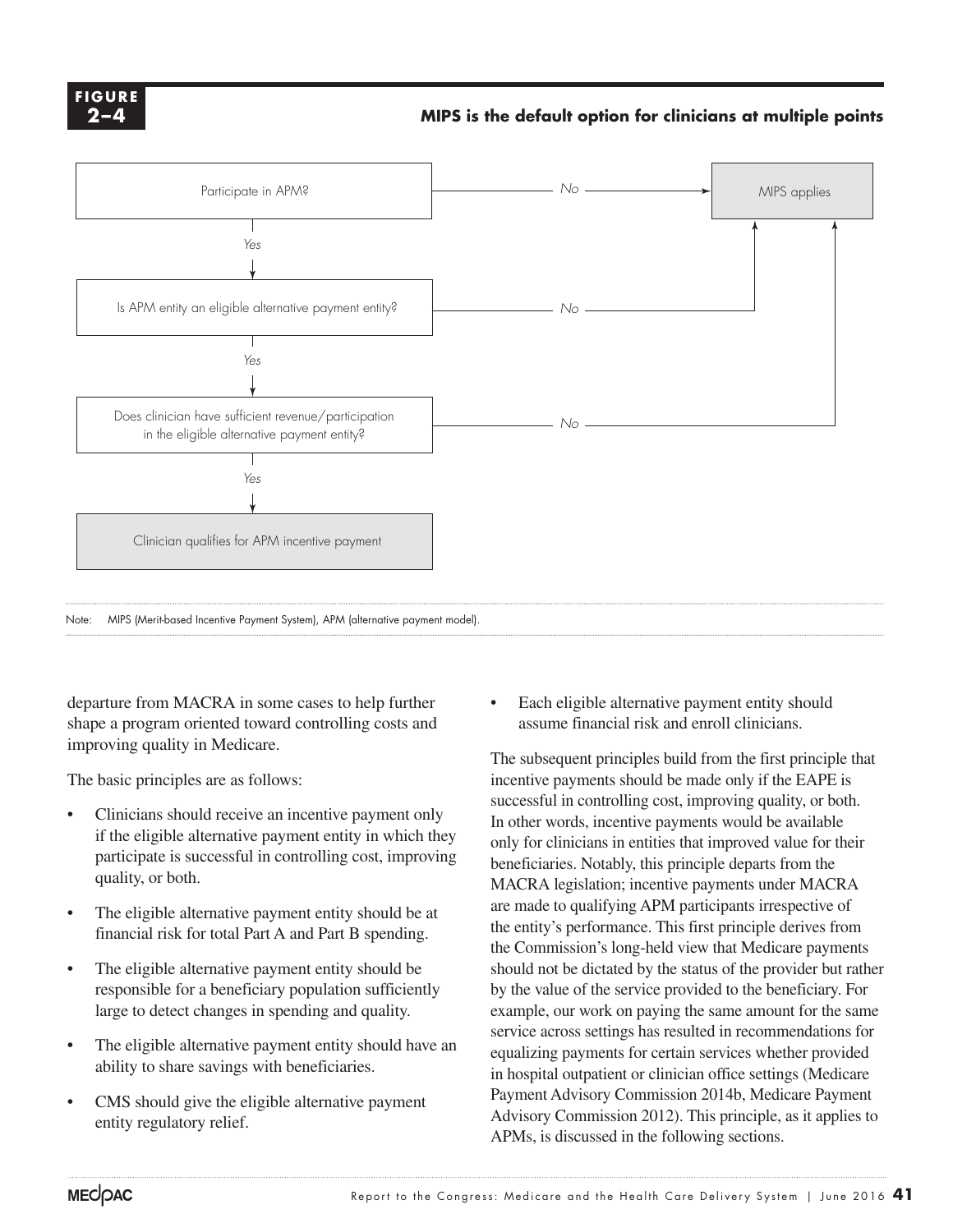**FIGURE 2–4**

**MIPS is the default option for clinicians at multiple points**

Participate in APM? — No → MIPS applies

Yes ↓

Is APM entity an eligible alternative payment entity? — No → MIPS applies

Yes ↓

Does clinician have sufficient revenue/participation in the eligible alternative payment entity? — No → MIPS applies

Yes ↓

Clinician qualifies for APM incentive payment

Note: MIPS (Merit-based Incentive Payment System), APM (alternative payment model).

departure from MACRA in some cases to help further shape a program oriented toward controlling costs and improving quality in Medicare.

The basic principles are as follows:

- Clinicians should receive an incentive payment only if the eligible alternative payment entity in which they participate is successful in controlling cost, improving quality, or both.
- The eligible alternative payment entity should be at financial risk for total Part A and Part B spending.
- The eligible alternative payment entity should be responsible for a beneficiary population sufficiently large to detect changes in spending and quality.
- The eligible alternative payment entity should have an ability to share savings with beneficiaries.
- CMS should give the eligible alternative payment entity regulatory relief.
- Each eligible alternative payment entity should assume financial risk and enroll clinicians.

The subsequent principles build from the first principle that incentive payments should be made only if the EAPE is successful in controlling cost, improving quality, or both. In other words, incentive payments would be available only for clinicians in entities that improved value for their beneficiaries. Notably, this principle departs from the MACRA legislation; incentive payments under MACRA are made to qualifying APM participants irrespective of the entity's performance. This first principle derives from the Commission's long-held view that Medicare payments should not be dictated by the status of the provider but rather by the value of the service provided to the beneficiary. For example, our work on paying the same amount for the same service across settings has resulted in recommendations for equalizing payments for certain services whether provided in hospital outpatient or clinician office settings (Medicare Payment Advisory Commission 2014b, Medicare Payment Advisory Commission 2012). This principle, as it applies to APMs, is discussed in the following sections.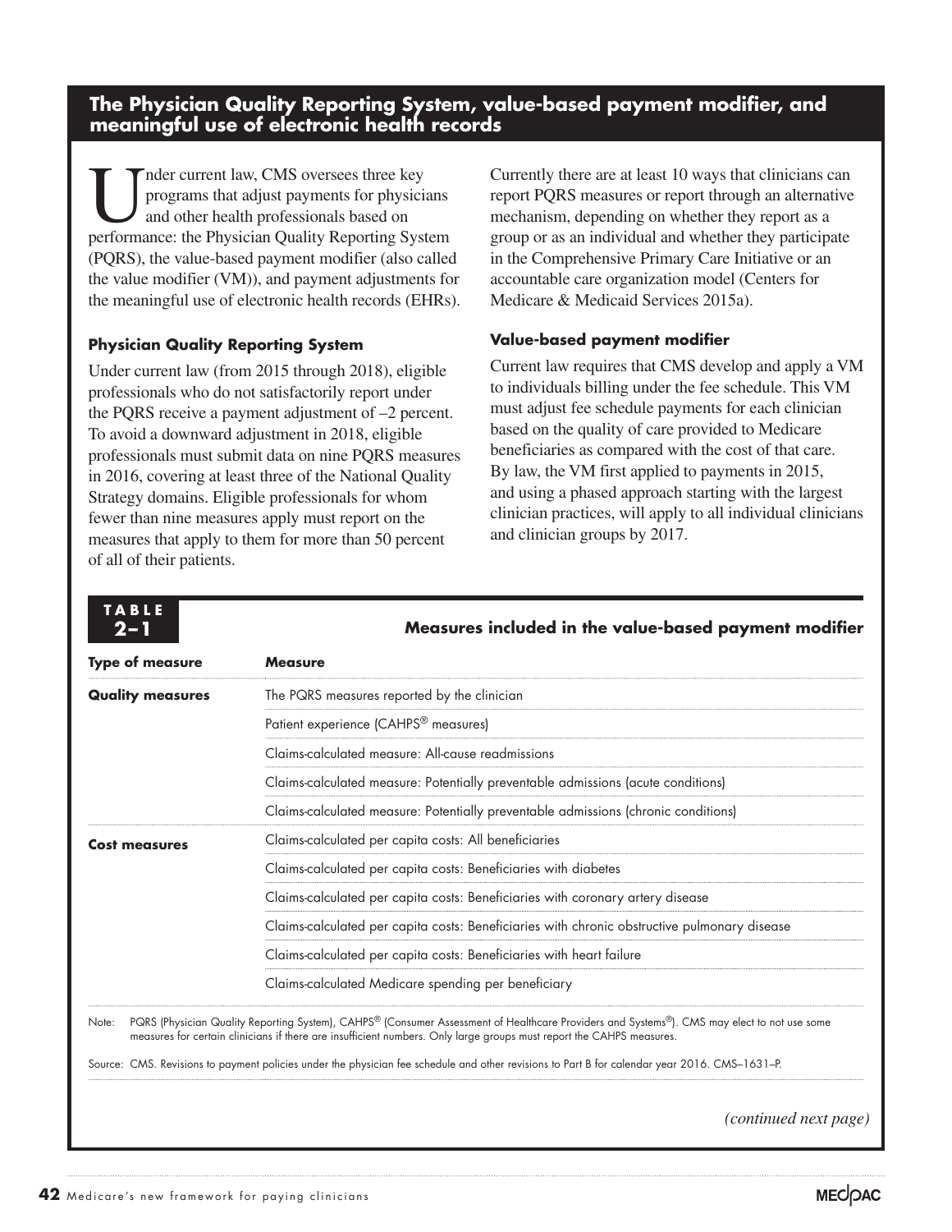## The Physician Quality Reporting System, value-based payment modifier, and meaningful use of electronic health records

Under current law, CMS oversees three key programs that adjust payments for physicians and other health professionals based on performance: the Physician Quality Reporting System (PQRS), the value-based payment modifier (also called the value modifier (VM)), and payment adjustments for the meaningful use of electronic health records (EHRs).

### Physician Quality Reporting System

Under current law (from 2015 through 2018), eligible professionals who do not satisfactorily report under the PQRS receive a payment adjustment of –2 percent. To avoid a downward adjustment in 2018, eligible professionals must submit data on nine PQRS measures in 2016, covering at least three of the National Quality Strategy domains. Eligible professionals for whom fewer than nine measures apply must report on the measures that apply to them for more than 50 percent of all of their patients.

Currently there are at least 10 ways that clinicians can report PQRS measures or report through an alternative mechanism, depending on whether they report as a group or as an individual and whether they participate in the Comprehensive Primary Care Initiative or an accountable care organization model (Centers for Medicare & Medicaid Services 2015a).

### Value-based payment modifier

Current law requires that CMS develop and apply a VM to individuals billing under the fee schedule. This VM must adjust fee schedule payments for each clinician based on the quality of care provided to Medicare beneficiaries as compared with the cost of that care. By law, the VM first applied to payments in 2015, and using a phased approach starting with the largest clinician practices, will apply to all individual clinicians and clinician groups by 2017.

**TABLE 2–1**

**Measures included in the value-based payment modifier**

| Type of measure | Measure |
| --- | --- |
| **Quality measures** | The PQRS measures reported by the clinician |
| | Patient experience (CAHPS® measures) |
| | Claims-calculated measure: All-cause readmissions |
| | Claims-calculated measure: Potentially preventable admissions (acute conditions) |
| | Claims-calculated measure: Potentially preventable admissions (chronic conditions) |
| **Cost measures** | Claims-calculated per capita costs: All beneficiaries |
| | Claims-calculated per capita costs: Beneficiaries with diabetes |
| | Claims-calculated per capita costs: Beneficiaries with coronary artery disease |
| | Claims-calculated per capita costs: Beneficiaries with chronic obstructive pulmonary disease |
| | Claims-calculated per capita costs: Beneficiaries with heart failure |
| | Claims-calculated Medicare spending per beneficiary |

Note: PQRS (Physician Quality Reporting System), CAHPS® (Consumer Assessment of Healthcare Providers and Systems®). CMS may elect to not use some measures for certain clinicians if there are insufficient numbers. Only large groups must report the CAHPS measures.

Source: CMS. Revisions to payment policies under the physician fee schedule and other revisions to Part B for calendar year 2016. CMS–1631–P.

*(continued next page)*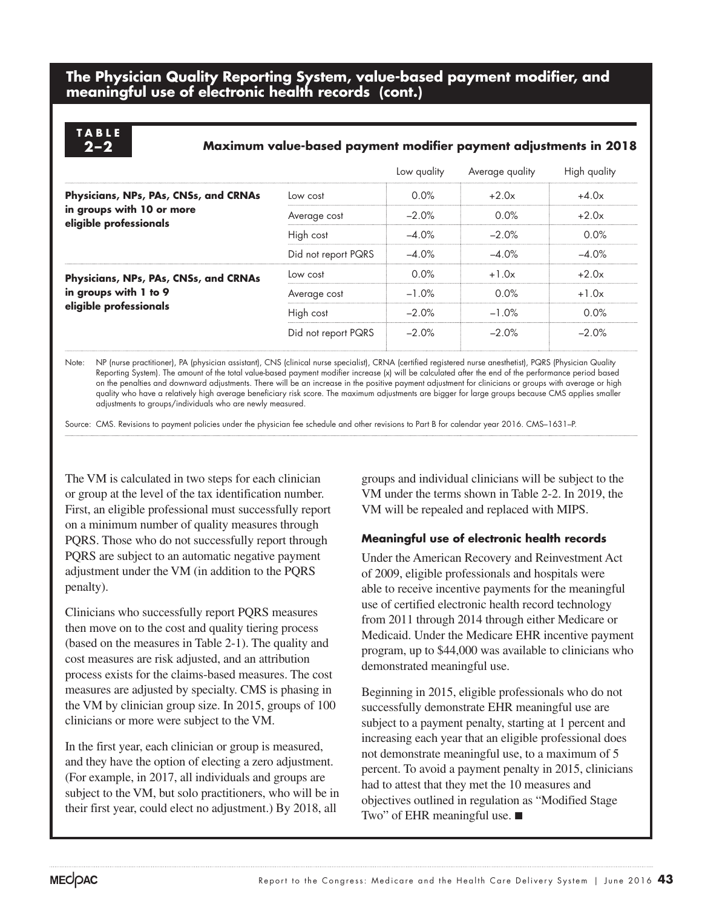## The Physician Quality Reporting System, value-based payment modifier, and meaningful use of electronic health records (cont.)

**TABLE 2–2**

**Maximum value-based payment modifier payment adjustments in 2018**

| | | Low quality | Average quality | High quality |
|---|---|---|---|---|
| **Physicians, NPs, PAs, CNSs, and CRNAs in groups with 10 or more eligible professionals** | Low cost | 0.0% | +2.0x | +4.0x |
| | Average cost | –2.0% | 0.0% | +2.0x |
| | High cost | –4.0% | –2.0% | 0.0% |
| | Did not report PQRS | –4.0% | –4.0% | –4.0% |
| **Physicians, NPs, PAs, CNSs, and CRNAs in groups with 1 to 9 eligible professionals** | Low cost | 0.0% | +1.0x | +2.0x |
| | Average cost | –1.0% | 0.0% | +1.0x |
| | High cost | –2.0% | –1.0% | 0.0% |
| | Did not report PQRS | –2.0% | –2.0% | –2.0% |

Note: NP (nurse practitioner), PA (physician assistant), CNS (clinical nurse specialist), CRNA (certified registered nurse anesthetist), PQRS (Physician Quality Reporting System). The amount of the total value-based payment modifier increase (x) will be calculated after the end of the performance period based on the penalties and downward adjustments. There will be an increase in the positive payment adjustment for clinicians or groups with average or high quality who have a relatively high average beneficiary risk score. The maximum adjustments are bigger for large groups because CMS applies smaller adjustments to groups/individuals who are newly measured.

Source: CMS. Revisions to payment policies under the physician fee schedule and other revisions to Part B for calendar year 2016. CMS–1631–P.

The VM is calculated in two steps for each clinician or group at the level of the tax identification number. First, an eligible professional must successfully report on a minimum number of quality measures through PQRS. Those who do not successfully report through PQRS are subject to an automatic negative payment adjustment under the VM (in addition to the PQRS penalty).

Clinicians who successfully report PQRS measures then move on to the cost and quality tiering process (based on the measures in Table 2-1). The quality and cost measures are risk adjusted, and an attribution process exists for the claims-based measures. The cost measures are adjusted by specialty. CMS is phasing in the VM by clinician group size. In 2015, groups of 100 clinicians or more were subject to the VM.

In the first year, each clinician or group is measured, and they have the option of electing a zero adjustment. (For example, in 2017, all individuals and groups are subject to the VM, but solo practitioners, who will be in their first year, could elect no adjustment.) By 2018, all groups and individual clinicians will be subject to the VM under the terms shown in Table 2-2. In 2019, the VM will be repealed and replaced with MIPS.

### Meaningful use of electronic health records

Under the American Recovery and Reinvestment Act of 2009, eligible professionals and hospitals were able to receive incentive payments for the meaningful use of certified electronic health record technology from 2011 through 2014 through either Medicare or Medicaid. Under the Medicare EHR incentive payment program, up to $44,000 was available to clinicians who demonstrated meaningful use.

Beginning in 2015, eligible professionals who do not successfully demonstrate EHR meaningful use are subject to a payment penalty, starting at 1 percent and increasing each year that an eligible professional does not demonstrate meaningful use, to a maximum of 5 percent. To avoid a payment penalty in 2015, clinicians had to attest that they met the 10 measures and objectives outlined in regulation as "Modified Stage Two" of EHR meaningful use. ■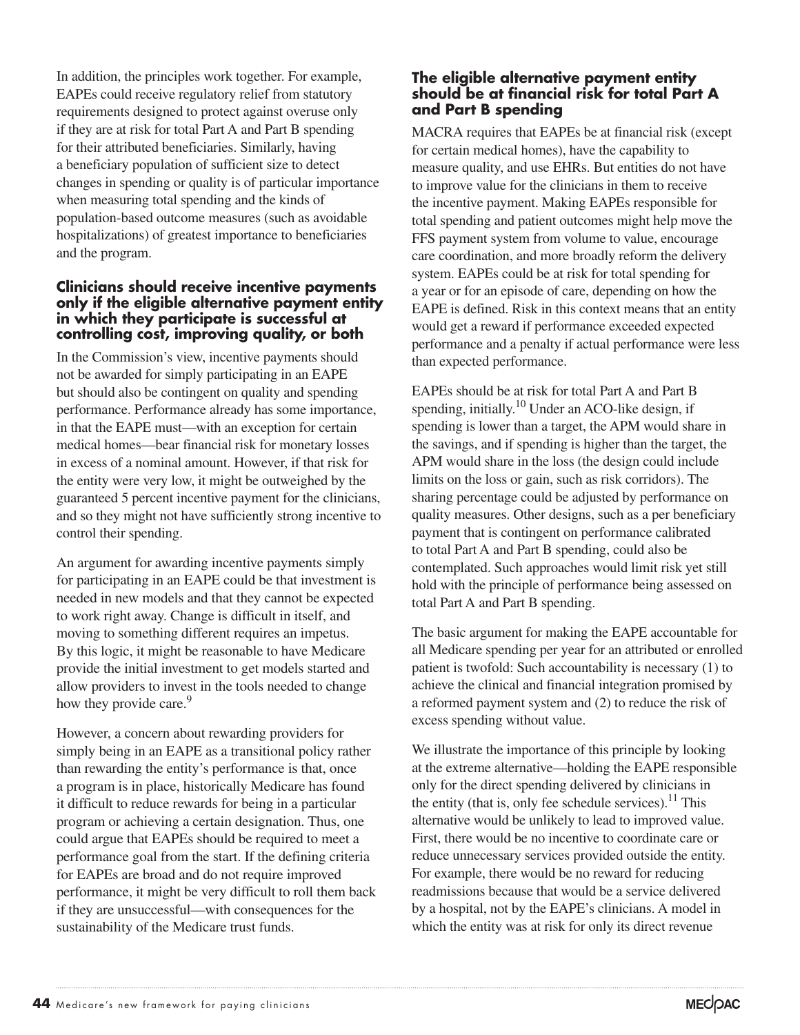In addition, the principles work together. For example, EAPEs could receive regulatory relief from statutory requirements designed to protect against overuse only if they are at risk for total Part A and Part B spending for their attributed beneficiaries. Similarly, having a beneficiary population of sufficient size to detect changes in spending or quality is of particular importance when measuring total spending and the kinds of population-based outcome measures (such as avoidable hospitalizations) of greatest importance to beneficiaries and the program.

### Clinicians should receive incentive payments only if the eligible alternative payment entity in which they participate is successful at controlling cost, improving quality, or both

In the Commission's view, incentive payments should not be awarded for simply participating in an EAPE but should also be contingent on quality and spending performance. Performance already has some importance, in that the EAPE must—with an exception for certain medical homes—bear financial risk for monetary losses in excess of a nominal amount. However, if that risk for the entity were very low, it might be outweighed by the guaranteed 5 percent incentive payment for the clinicians, and so they might not have sufficiently strong incentive to control their spending.

An argument for awarding incentive payments simply for participating in an EAPE could be that investment is needed in new models and that they cannot be expected to work right away. Change is difficult in itself, and moving to something different requires an impetus. By this logic, it might be reasonable to have Medicare provide the initial investment to get models started and allow providers to invest in the tools needed to change how they provide care.[9]

However, a concern about rewarding providers for simply being in an EAPE as a transitional policy rather than rewarding the entity's performance is that, once a program is in place, historically Medicare has found it difficult to reduce rewards for being in a particular program or achieving a certain designation. Thus, one could argue that EAPEs should be required to meet a performance goal from the start. If the defining criteria for EAPEs are broad and do not require improved performance, it might be very difficult to roll them back if they are unsuccessful—with consequences for the sustainability of the Medicare trust funds.

### The eligible alternative payment entity should be at financial risk for total Part A and Part B spending

MACRA requires that EAPEs be at financial risk (except for certain medical homes), have the capability to measure quality, and use EHRs. But entities do not have to improve value for the clinicians in them to receive the incentive payment. Making EAPEs responsible for total spending and patient outcomes might help move the FFS payment system from volume to value, encourage care coordination, and more broadly reform the delivery system. EAPEs could be at risk for total spending for a year or for an episode of care, depending on how the EAPE is defined. Risk in this context means that an entity would get a reward if performance exceeded expected performance and a penalty if actual performance were less than expected performance.

EAPEs should be at risk for total Part A and Part B spending, initially.[10] Under an ACO-like design, if spending is lower than a target, the APM would share in the savings, and if spending is higher than the target, the APM would share in the loss (the design could include limits on the loss or gain, such as risk corridors). The sharing percentage could be adjusted by performance on quality measures. Other designs, such as a per beneficiary payment that is contingent on performance calibrated to total Part A and Part B spending, could also be contemplated. Such approaches would limit risk yet still hold with the principle of performance being assessed on total Part A and Part B spending.

The basic argument for making the EAPE accountable for all Medicare spending per year for an attributed or enrolled patient is twofold: Such accountability is necessary (1) to achieve the clinical and financial integration promised by a reformed payment system and (2) to reduce the risk of excess spending without value.

We illustrate the importance of this principle by looking at the extreme alternative—holding the EAPE responsible only for the direct spending delivered by clinicians in the entity (that is, only fee schedule services).[11] This alternative would be unlikely to lead to improved value. First, there would be no incentive to coordinate care or reduce unnecessary services provided outside the entity. For example, there would be no reward for reducing readmissions because that would be a service delivered by a hospital, not by the EAPE's clinicians. A model in which the entity was at risk for only its direct revenue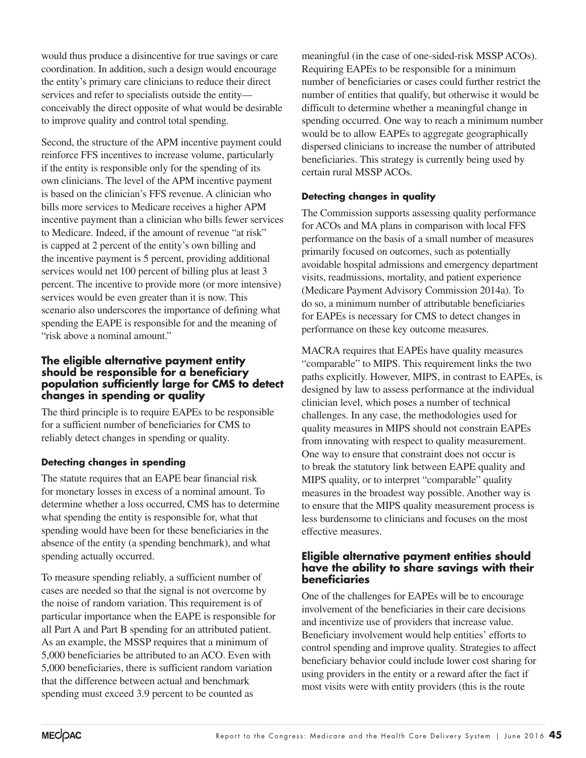would thus produce a disincentive for true savings or care coordination. In addition, such a design would encourage the entity's primary care clinicians to reduce their direct services and refer to specialists outside the entity—conceivably the direct opposite of what would be desirable to improve quality and control total spending.

Second, the structure of the APM incentive payment could reinforce FFS incentives to increase volume, particularly if the entity is responsible only for the spending of its own clinicians. The level of the APM incentive payment is based on the clinician's FFS revenue. A clinician who bills more services to Medicare receives a higher APM incentive payment than a clinician who bills fewer services to Medicare. Indeed, if the amount of revenue "at risk" is capped at 2 percent of the entity's own billing and the incentive payment is 5 percent, providing additional services would net 100 percent of billing plus at least 3 percent. The incentive to provide more (or more intensive) services would be even greater than it is now. This scenario also underscores the importance of defining what spending the EAPE is responsible for and the meaning of "risk above a nominal amount."

### The eligible alternative payment entity should be responsible for a beneficiary population sufficiently large for CMS to detect changes in spending or quality

The third principle is to require EAPEs to be responsible for a sufficient number of beneficiaries for CMS to reliably detect changes in spending or quality.

#### Detecting changes in spending

The statute requires that an EAPE bear financial risk for monetary losses in excess of a nominal amount. To determine whether a loss occurred, CMS has to determine what spending the entity is responsible for, what that spending would have been for these beneficiaries in the absence of the entity (a spending benchmark), and what spending actually occurred.

To measure spending reliably, a sufficient number of cases are needed so that the signal is not overcome by the noise of random variation. This requirement is of particular importance when the EAPE is responsible for all Part A and Part B spending for an attributed patient. As an example, the MSSP requires that a minimum of 5,000 beneficiaries be attributed to an ACO. Even with 5,000 beneficiaries, there is sufficient random variation that the difference between actual and benchmark spending must exceed 3.9 percent to be counted as meaningful (in the case of one-sided-risk MSSP ACOs). Requiring EAPEs to be responsible for a minimum number of beneficiaries or cases could further restrict the number of entities that qualify, but otherwise it would be difficult to determine whether a meaningful change in spending occurred. One way to reach a minimum number would be to allow EAPEs to aggregate geographically dispersed clinicians to increase the number of attributed beneficiaries. This strategy is currently being used by certain rural MSSP ACOs.

#### Detecting changes in quality

The Commission supports assessing quality performance for ACOs and MA plans in comparison with local FFS performance on the basis of a small number of measures primarily focused on outcomes, such as potentially avoidable hospital admissions and emergency department visits, readmissions, mortality, and patient experience (Medicare Payment Advisory Commission 2014a). To do so, a minimum number of attributable beneficiaries for EAPEs is necessary for CMS to detect changes in performance on these key outcome measures.

MACRA requires that EAPEs have quality measures "comparable" to MIPS. This requirement links the two paths explicitly. However, MIPS, in contrast to EAPEs, is designed by law to assess performance at the individual clinician level, which poses a number of technical challenges. In any case, the methodologies used for quality measures in MIPS should not constrain EAPEs from innovating with respect to quality measurement. One way to ensure that constraint does not occur is to break the statutory link between EAPE quality and MIPS quality, or to interpret "comparable" quality measures in the broadest way possible. Another way is to ensure that the MIPS quality measurement process is less burdensome to clinicians and focuses on the most effective measures.

### Eligible alternative payment entities should have the ability to share savings with their beneficiaries

One of the challenges for EAPEs will be to encourage involvement of the beneficiaries in their care decisions and incentivize use of providers that increase value. Beneficiary involvement would help entities' efforts to control spending and improve quality. Strategies to affect beneficiary behavior could include lower cost sharing for using providers in the entity or a reward after the fact if most visits were with entity providers (this is the route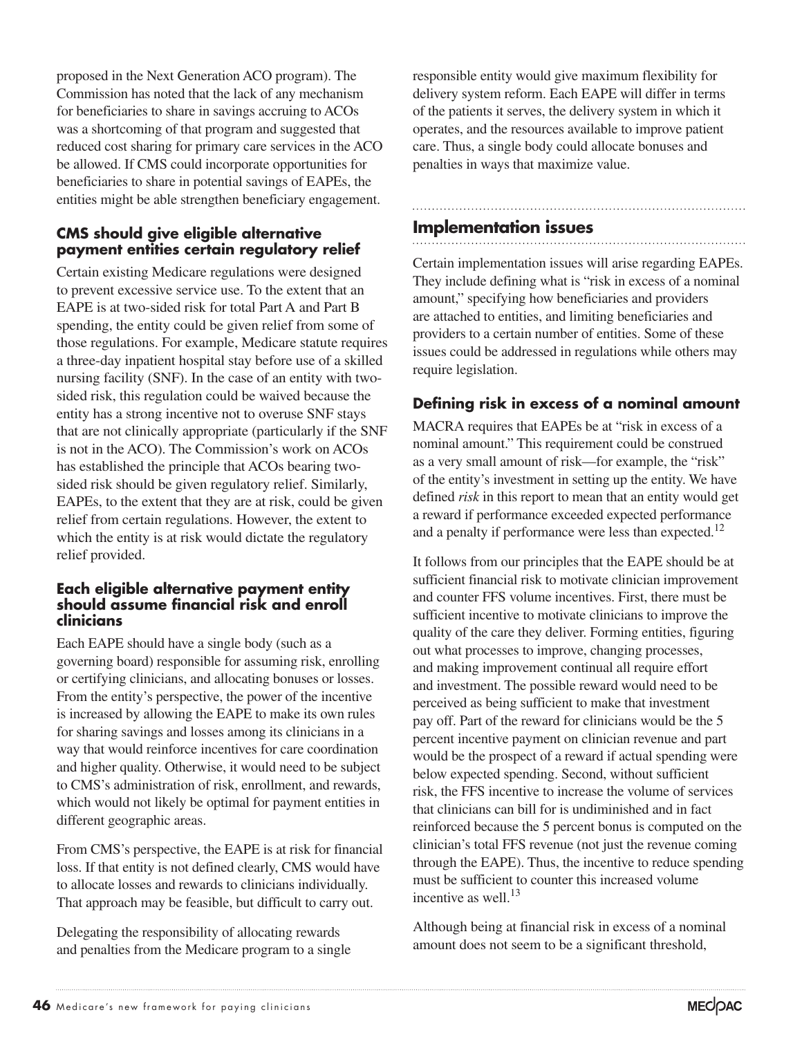proposed in the Next Generation ACO program). The Commission has noted that the lack of any mechanism for beneficiaries to share in savings accruing to ACOs was a shortcoming of that program and suggested that reduced cost sharing for primary care services in the ACO be allowed. If CMS could incorporate opportunities for beneficiaries to share in potential savings of EAPEs, the entities might be able strengthen beneficiary engagement.

### CMS should give eligible alternative payment entities certain regulatory relief

Certain existing Medicare regulations were designed to prevent excessive service use. To the extent that an EAPE is at two-sided risk for total Part A and Part B spending, the entity could be given relief from some of those regulations. For example, Medicare statute requires a three-day inpatient hospital stay before use of a skilled nursing facility (SNF). In the case of an entity with two-sided risk, this regulation could be waived because the entity has a strong incentive not to overuse SNF stays that are not clinically appropriate (particularly if the SNF is not in the ACO). The Commission's work on ACOs has established the principle that ACOs bearing two-sided risk should be given regulatory relief. Similarly, EAPEs, to the extent that they are at risk, could be given relief from certain regulations. However, the extent to which the entity is at risk would dictate the regulatory relief provided.

### Each eligible alternative payment entity should assume financial risk and enroll clinicians

Each EAPE should have a single body (such as a governing board) responsible for assuming risk, enrolling or certifying clinicians, and allocating bonuses or losses. From the entity's perspective, the power of the incentive is increased by allowing the EAPE to make its own rules for sharing savings and losses among its clinicians in a way that would reinforce incentives for care coordination and higher quality. Otherwise, it would need to be subject to CMS's administration of risk, enrollment, and rewards, which would not likely be optimal for payment entities in different geographic areas.

From CMS's perspective, the EAPE is at risk for financial loss. If that entity is not defined clearly, CMS would have to allocate losses and rewards to clinicians individually. That approach may be feasible, but difficult to carry out.

Delegating the responsibility of allocating rewards and penalties from the Medicare program to a single responsible entity would give maximum flexibility for delivery system reform. Each EAPE will differ in terms of the patients it serves, the delivery system in which it operates, and the resources available to improve patient care. Thus, a single body could allocate bonuses and penalties in ways that maximize value.

## Implementation issues

Certain implementation issues will arise regarding EAPEs. They include defining what is "risk in excess of a nominal amount," specifying how beneficiaries and providers are attached to entities, and limiting beneficiaries and providers to a certain number of entities. Some of these issues could be addressed in regulations while others may require legislation.

### Defining risk in excess of a nominal amount

MACRA requires that EAPEs be at "risk in excess of a nominal amount." This requirement could be construed as a very small amount of risk—for example, the "risk" of the entity's investment in setting up the entity. We have defined *risk* in this report to mean that an entity would get a reward if performance exceeded expected performance and a penalty if performance were less than expected.[12]

It follows from our principles that the EAPE should be at sufficient financial risk to motivate clinician improvement and counter FFS volume incentives. First, there must be sufficient incentive to motivate clinicians to improve the quality of the care they deliver. Forming entities, figuring out what processes to improve, changing processes, and making improvement continual all require effort and investment. The possible reward would need to be perceived as being sufficient to make that investment pay off. Part of the reward for clinicians would be the 5 percent incentive payment on clinician revenue and part would be the prospect of a reward if actual spending were below expected spending. Second, without sufficient risk, the FFS incentive to increase the volume of services that clinicians can bill for is undiminished and in fact reinforced because the 5 percent bonus is computed on the clinician's total FFS revenue (not just the revenue coming through the EAPE). Thus, the incentive to reduce spending must be sufficient to counter this increased volume incentive as well.[13]

Although being at financial risk in excess of a nominal amount does not seem to be a significant threshold,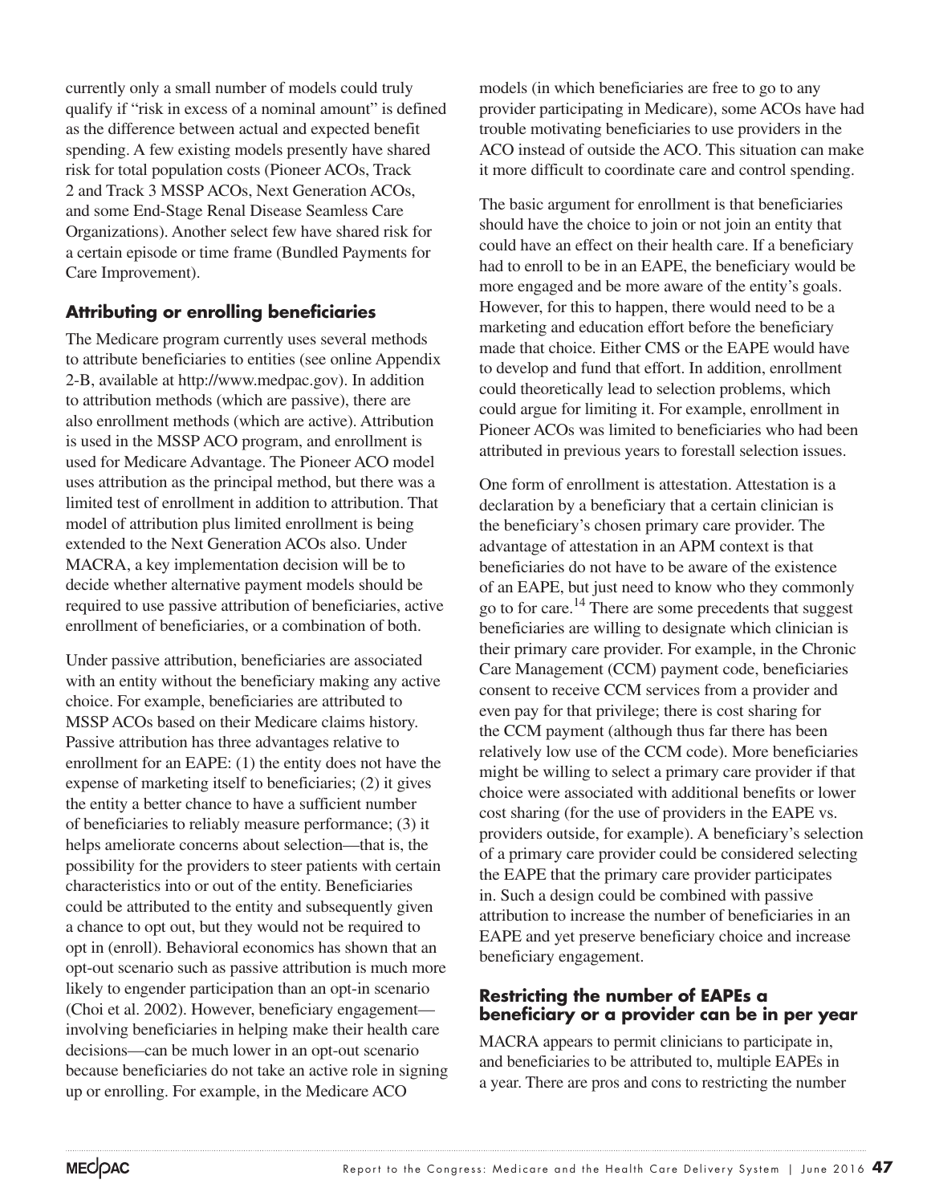currently only a small number of models could truly qualify if "risk in excess of a nominal amount" is defined as the difference between actual and expected benefit spending. A few existing models presently have shared risk for total population costs (Pioneer ACOs, Track 2 and Track 3 MSSP ACOs, Next Generation ACOs, and some End-Stage Renal Disease Seamless Care Organizations). Another select few have shared risk for a certain episode or time frame (Bundled Payments for Care Improvement).

### Attributing or enrolling beneficiaries

The Medicare program currently uses several methods to attribute beneficiaries to entities (see online Appendix 2-B, available at http://www.medpac.gov). In addition to attribution methods (which are passive), there are also enrollment methods (which are active). Attribution is used in the MSSP ACO program, and enrollment is used for Medicare Advantage. The Pioneer ACO model uses attribution as the principal method, but there was a limited test of enrollment in addition to attribution. That model of attribution plus limited enrollment is being extended to the Next Generation ACOs also. Under MACRA, a key implementation decision will be to decide whether alternative payment models should be required to use passive attribution of beneficiaries, active enrollment of beneficiaries, or a combination of both.

Under passive attribution, beneficiaries are associated with an entity without the beneficiary making any active choice. For example, beneficiaries are attributed to MSSP ACOs based on their Medicare claims history. Passive attribution has three advantages relative to enrollment for an EAPE: (1) the entity does not have the expense of marketing itself to beneficiaries; (2) it gives the entity a better chance to have a sufficient number of beneficiaries to reliably measure performance; (3) it helps ameliorate concerns about selection—that is, the possibility for the providers to steer patients with certain characteristics into or out of the entity. Beneficiaries could be attributed to the entity and subsequently given a chance to opt out, but they would not be required to opt in (enroll). Behavioral economics has shown that an opt-out scenario such as passive attribution is much more likely to engender participation than an opt-in scenario (Choi et al. 2002). However, beneficiary engagement—involving beneficiaries in helping make their health care decisions—can be much lower in an opt-out scenario because beneficiaries do not take an active role in signing up or enrolling. For example, in the Medicare ACO models (in which beneficiaries are free to go to any provider participating in Medicare), some ACOs have had trouble motivating beneficiaries to use providers in the ACO instead of outside the ACO. This situation can make it more difficult to coordinate care and control spending.

The basic argument for enrollment is that beneficiaries should have the choice to join or not join an entity that could have an effect on their health care. If a beneficiary had to enroll to be in an EAPE, the beneficiary would be more engaged and be more aware of the entity's goals. However, for this to happen, there would need to be a marketing and education effort before the beneficiary made that choice. Either CMS or the EAPE would have to develop and fund that effort. In addition, enrollment could theoretically lead to selection problems, which could argue for limiting it. For example, enrollment in Pioneer ACOs was limited to beneficiaries who had been attributed in previous years to forestall selection issues.

One form of enrollment is attestation. Attestation is a declaration by a beneficiary that a certain clinician is the beneficiary's chosen primary care provider. The advantage of attestation in an APM context is that beneficiaries do not have to be aware of the existence of an EAPE, but just need to know who they commonly go to for care.[14] There are some precedents that suggest beneficiaries are willing to designate which clinician is their primary care provider. For example, in the Chronic Care Management (CCM) payment code, beneficiaries consent to receive CCM services from a provider and even pay for that privilege; there is cost sharing for the CCM payment (although thus far there has been relatively low use of the CCM code). More beneficiaries might be willing to select a primary care provider if that choice were associated with additional benefits or lower cost sharing (for the use of providers in the EAPE vs. providers outside, for example). A beneficiary's selection of a primary care provider could be considered selecting the EAPE that the primary care provider participates in. Such a design could be combined with passive attribution to increase the number of beneficiaries in an EAPE and yet preserve beneficiary choice and increase beneficiary engagement.

### Restricting the number of EAPEs a beneficiary or a provider can be in per year

MACRA appears to permit clinicians to participate in, and beneficiaries to be attributed to, multiple EAPEs in a year. There are pros and cons to restricting the number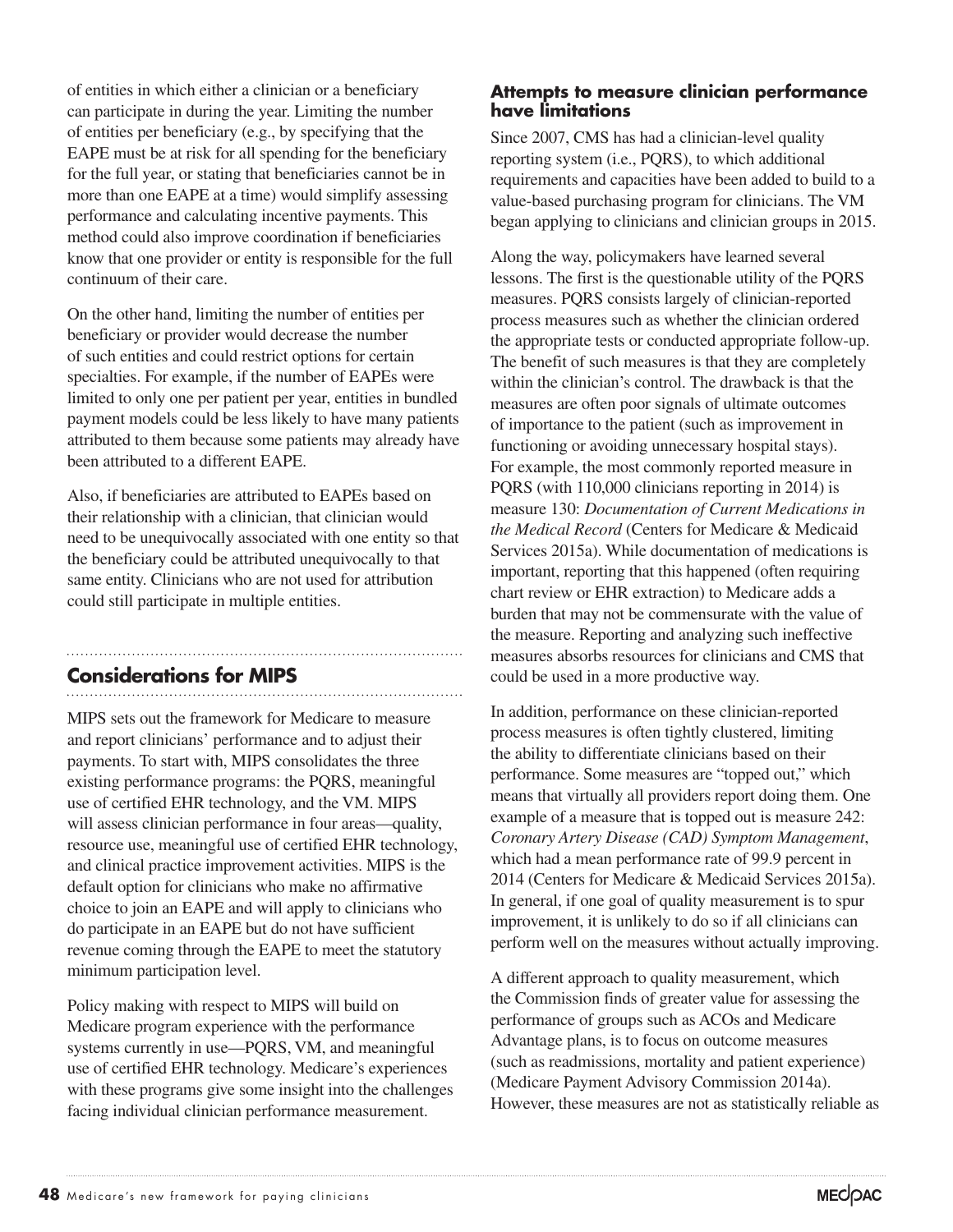of entities in which either a clinician or a beneficiary can participate in during the year. Limiting the number of entities per beneficiary (e.g., by specifying that the EAPE must be at risk for all spending for the beneficiary for the full year, or stating that beneficiaries cannot be in more than one EAPE at a time) would simplify assessing performance and calculating incentive payments. This method could also improve coordination if beneficiaries know that one provider or entity is responsible for the full continuum of their care.

On the other hand, limiting the number of entities per beneficiary or provider would decrease the number of such entities and could restrict options for certain specialties. For example, if the number of EAPEs were limited to only one per patient per year, entities in bundled payment models could be less likely to have many patients attributed to them because some patients may already have been attributed to a different EAPE.

Also, if beneficiaries are attributed to EAPEs based on their relationship with a clinician, that clinician would need to be unequivocally associated with one entity so that the beneficiary could be attributed unequivocally to that same entity. Clinicians who are not used for attribution could still participate in multiple entities.

## Considerations for MIPS

MIPS sets out the framework for Medicare to measure and report clinicians' performance and to adjust their payments. To start with, MIPS consolidates the three existing performance programs: the PQRS, meaningful use of certified EHR technology, and the VM. MIPS will assess clinician performance in four areas—quality, resource use, meaningful use of certified EHR technology, and clinical practice improvement activities. MIPS is the default option for clinicians who make no affirmative choice to join an EAPE and will apply to clinicians who do participate in an EAPE but do not have sufficient revenue coming through the EAPE to meet the statutory minimum participation level.

Policy making with respect to MIPS will build on Medicare program experience with the performance systems currently in use—PQRS, VM, and meaningful use of certified EHR technology. Medicare's experiences with these programs give some insight into the challenges facing individual clinician performance measurement.

### Attempts to measure clinician performance have limitations

Since 2007, CMS has had a clinician-level quality reporting system (i.e., PQRS), to which additional requirements and capacities have been added to build to a value-based purchasing program for clinicians. The VM began applying to clinicians and clinician groups in 2015.

Along the way, policymakers have learned several lessons. The first is the questionable utility of the PQRS measures. PQRS consists largely of clinician-reported process measures such as whether the clinician ordered the appropriate tests or conducted appropriate follow-up. The benefit of such measures is that they are completely within the clinician's control. The drawback is that the measures are often poor signals of ultimate outcomes of importance to the patient (such as improvement in functioning or avoiding unnecessary hospital stays). For example, the most commonly reported measure in PQRS (with 110,000 clinicians reporting in 2014) is measure 130: *Documentation of Current Medications in the Medical Record* (Centers for Medicare & Medicaid Services 2015a). While documentation of medications is important, reporting that this happened (often requiring chart review or EHR extraction) to Medicare adds a burden that may not be commensurate with the value of the measure. Reporting and analyzing such ineffective measures absorbs resources for clinicians and CMS that could be used in a more productive way.

In addition, performance on these clinician-reported process measures is often tightly clustered, limiting the ability to differentiate clinicians based on their performance. Some measures are "topped out," which means that virtually all providers report doing them. One example of a measure that is topped out is measure 242: *Coronary Artery Disease (CAD) Symptom Management*, which had a mean performance rate of 99.9 percent in 2014 (Centers for Medicare & Medicaid Services 2015a). In general, if one goal of quality measurement is to spur improvement, it is unlikely to do so if all clinicians can perform well on the measures without actually improving.

A different approach to quality measurement, which the Commission finds of greater value for assessing the performance of groups such as ACOs and Medicare Advantage plans, is to focus on outcome measures (such as readmissions, mortality and patient experience) (Medicare Payment Advisory Commission 2014a). However, these measures are not as statistically reliable as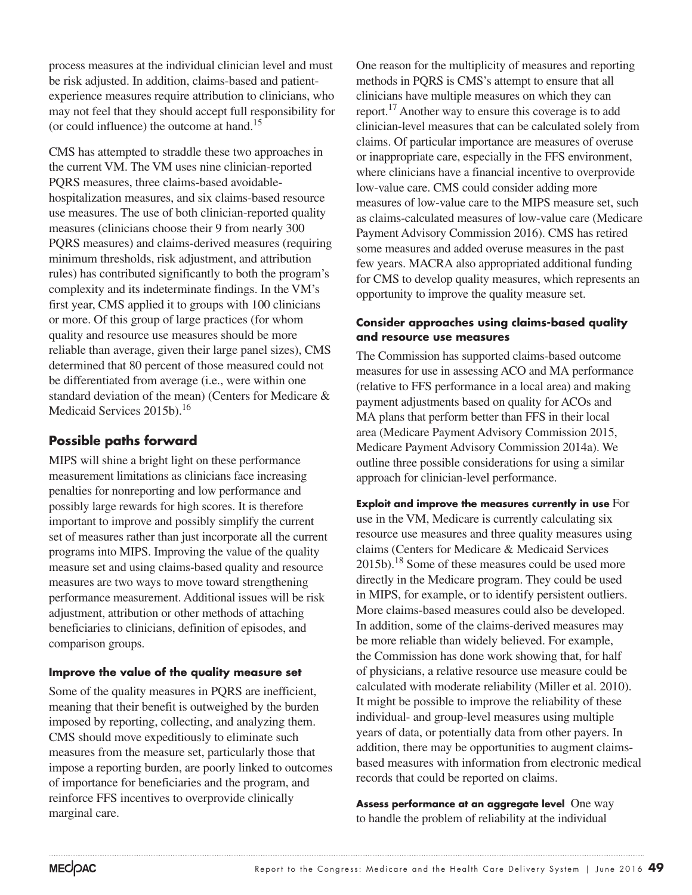process measures at the individual clinician level and must be risk adjusted. In addition, claims-based and patient-experience measures require attribution to clinicians, who may not feel that they should accept full responsibility for (or could influence) the outcome at hand.[15]

CMS has attempted to straddle these two approaches in the current VM. The VM uses nine clinician-reported PQRS measures, three claims-based avoidable-hospitalization measures, and six claims-based resource use measures. The use of both clinician-reported quality measures (clinicians choose their 9 from nearly 300 PQRS measures) and claims-derived measures (requiring minimum thresholds, risk adjustment, and attribution rules) has contributed significantly to both the program's complexity and its indeterminate findings. In the VM's first year, CMS applied it to groups with 100 clinicians or more. Of this group of large practices (for whom quality and resource use measures should be more reliable than average, given their large panel sizes), CMS determined that 80 percent of those measured could not be differentiated from average (i.e., were within one standard deviation of the mean) (Centers for Medicare & Medicaid Services 2015b).[16]

## Possible paths forward

MIPS will shine a bright light on these performance measurement limitations as clinicians face increasing penalties for nonreporting and low performance and possibly large rewards for high scores. It is therefore important to improve and possibly simplify the current set of measures rather than just incorporate all the current programs into MIPS. Improving the value of the quality measure set and using claims-based quality and resource measures are two ways to move toward strengthening performance measurement. Additional issues will be risk adjustment, attribution or other methods of attaching beneficiaries to clinicians, definition of episodes, and comparison groups.

### Improve the value of the quality measure set

Some of the quality measures in PQRS are inefficient, meaning that their benefit is outweighed by the burden imposed by reporting, collecting, and analyzing them. CMS should move expeditiously to eliminate such measures from the measure set, particularly those that impose a reporting burden, are poorly linked to outcomes of importance for beneficiaries and the program, and reinforce FFS incentives to overprovide clinically marginal care.

One reason for the multiplicity of measures and reporting methods in PQRS is CMS's attempt to ensure that all clinicians have multiple measures on which they can report.[17] Another way to ensure this coverage is to add clinician-level measures that can be calculated solely from claims. Of particular importance are measures of overuse or inappropriate care, especially in the FFS environment, where clinicians have a financial incentive to overprovide low-value care. CMS could consider adding more measures of low-value care to the MIPS measure set, such as claims-calculated measures of low-value care (Medicare Payment Advisory Commission 2016). CMS has retired some measures and added overuse measures in the past few years. MACRA also appropriated additional funding for CMS to develop quality measures, which represents an opportunity to improve the quality measure set.

### Consider approaches using claims-based quality and resource use measures

The Commission has supported claims-based outcome measures for use in assessing ACO and MA performance (relative to FFS performance in a local area) and making payment adjustments based on quality for ACOs and MA plans that perform better than FFS in their local area (Medicare Payment Advisory Commission 2015, Medicare Payment Advisory Commission 2014a). We outline three possible considerations for using a similar approach for clinician-level performance.

**Exploit and improve the measures currently in use** For use in the VM, Medicare is currently calculating six resource use measures and three quality measures using claims (Centers for Medicare & Medicaid Services 2015b).[18] Some of these measures could be used more directly in the Medicare program. They could be used in MIPS, for example, or to identify persistent outliers. More claims-based measures could also be developed. In addition, some of the claims-derived measures may be more reliable than widely believed. For example, the Commission has done work showing that, for half of physicians, a relative resource use measure could be calculated with moderate reliability (Miller et al. 2010). It might be possible to improve the reliability of these individual- and group-level measures using multiple years of data, or potentially data from other payers. In addition, there may be opportunities to augment claims-based measures with information from electronic medical records that could be reported on claims.

**Assess performance at an aggregate level** One way to handle the problem of reliability at the individual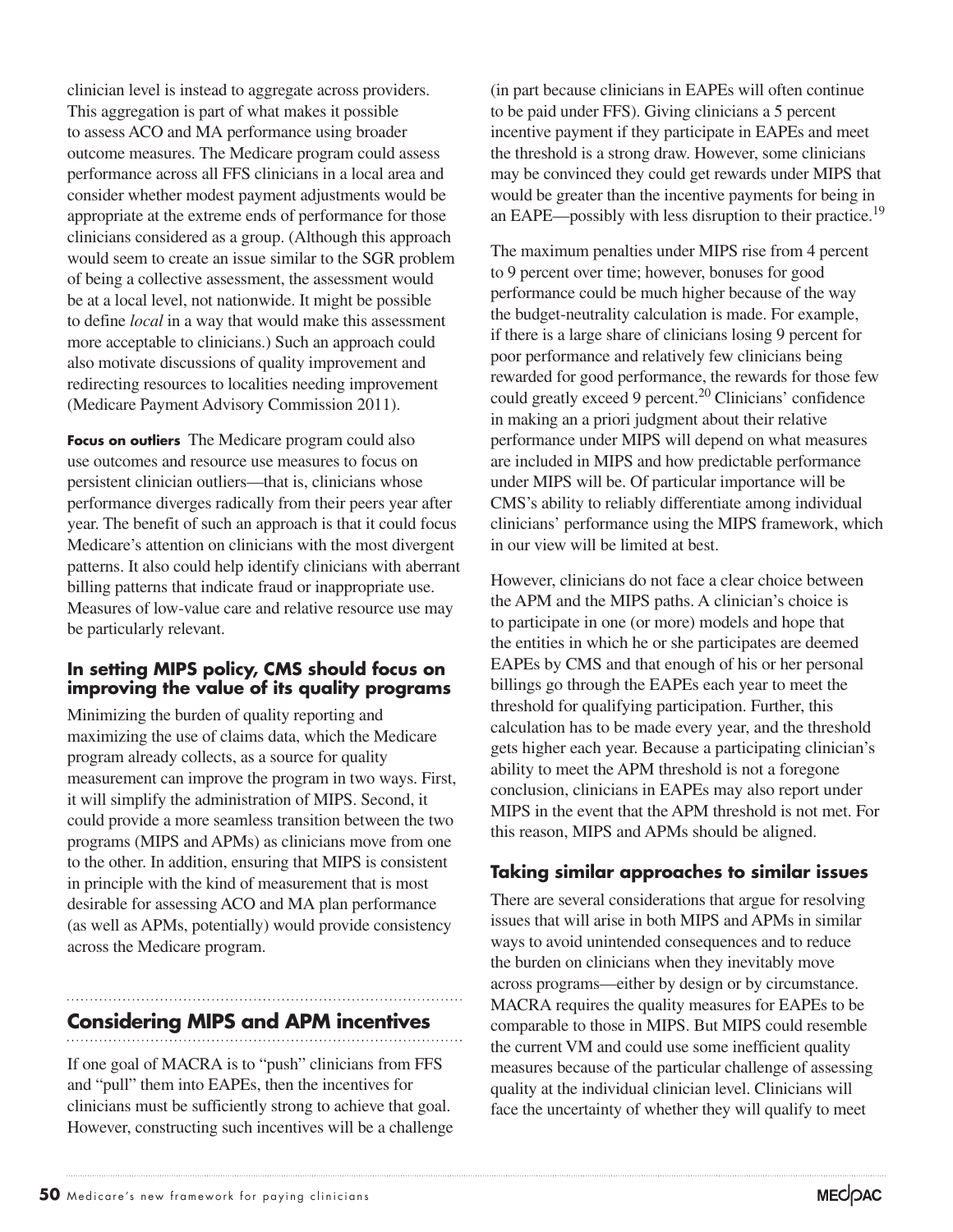clinician level is instead to aggregate across providers. This aggregation is part of what makes it possible to assess ACO and MA performance using broader outcome measures. The Medicare program could assess performance across all FFS clinicians in a local area and consider whether modest payment adjustments would be appropriate at the extreme ends of performance for those clinicians considered as a group. (Although this approach would seem to create an issue similar to the SGR problem of being a collective assessment, the assessment would be at a local level, not nationwide. It might be possible to define *local* in a way that would make this assessment more acceptable to clinicians.) Such an approach could also motivate discussions of quality improvement and redirecting resources to localities needing improvement (Medicare Payment Advisory Commission 2011).

**Focus on outliers** The Medicare program could also use outcomes and resource use measures to focus on persistent clinician outliers—that is, clinicians whose performance diverges radically from their peers year after year. The benefit of such an approach is that it could focus Medicare's attention on clinicians with the most divergent patterns. It also could help identify clinicians with aberrant billing patterns that indicate fraud or inappropriate use. Measures of low-value care and relative resource use may be particularly relevant.

### In setting MIPS policy, CMS should focus on improving the value of its quality programs

Minimizing the burden of quality reporting and maximizing the use of claims data, which the Medicare program already collects, as a source for quality measurement can improve the program in two ways. First, it will simplify the administration of MIPS. Second, it could provide a more seamless transition between the two programs (MIPS and APMs) as clinicians move from one to the other. In addition, ensuring that MIPS is consistent in principle with the kind of measurement that is most desirable for assessing ACO and MA plan performance (as well as APMs, potentially) would provide consistency across the Medicare program.

## Considering MIPS and APM incentives

If one goal of MACRA is to "push" clinicians from FFS and "pull" them into EAPEs, then the incentives for clinicians must be sufficiently strong to achieve that goal. However, constructing such incentives will be a challenge (in part because clinicians in EAPEs will often continue to be paid under FFS). Giving clinicians a 5 percent incentive payment if they participate in EAPEs and meet the threshold is a strong draw. However, some clinicians may be convinced they could get rewards under MIPS that would be greater than the incentive payments for being in an EAPE—possibly with less disruption to their practice.[19]

The maximum penalties under MIPS rise from 4 percent to 9 percent over time; however, bonuses for good performance could be much higher because of the way the budget-neutrality calculation is made. For example, if there is a large share of clinicians losing 9 percent for poor performance and relatively few clinicians being rewarded for good performance, the rewards for those few could greatly exceed 9 percent.[20] Clinicians' confidence in making an a priori judgment about their relative performance under MIPS will depend on what measures are included in MIPS and how predictable performance under MIPS will be. Of particular importance will be CMS's ability to reliably differentiate among individual clinicians' performance using the MIPS framework, which in our view will be limited at best.

However, clinicians do not face a clear choice between the APM and the MIPS paths. A clinician's choice is to participate in one (or more) models and hope that the entities in which he or she participates are deemed EAPEs by CMS and that enough of his or her personal billings go through the EAPEs each year to meet the threshold for qualifying participation. Further, this calculation has to be made every year, and the threshold gets higher each year. Because a participating clinician's ability to meet the APM threshold is not a foregone conclusion, clinicians in EAPEs may also report under MIPS in the event that the APM threshold is not met. For this reason, MIPS and APMs should be aligned.

### Taking similar approaches to similar issues

There are several considerations that argue for resolving issues that will arise in both MIPS and APMs in similar ways to avoid unintended consequences and to reduce the burden on clinicians when they inevitably move across programs—either by design or by circumstance. MACRA requires the quality measures for EAPEs to be comparable to those in MIPS. But MIPS could resemble the current VM and could use some inefficient quality measures because of the particular challenge of assessing quality at the individual clinician level. Clinicians will face the uncertainty of whether they will qualify to meet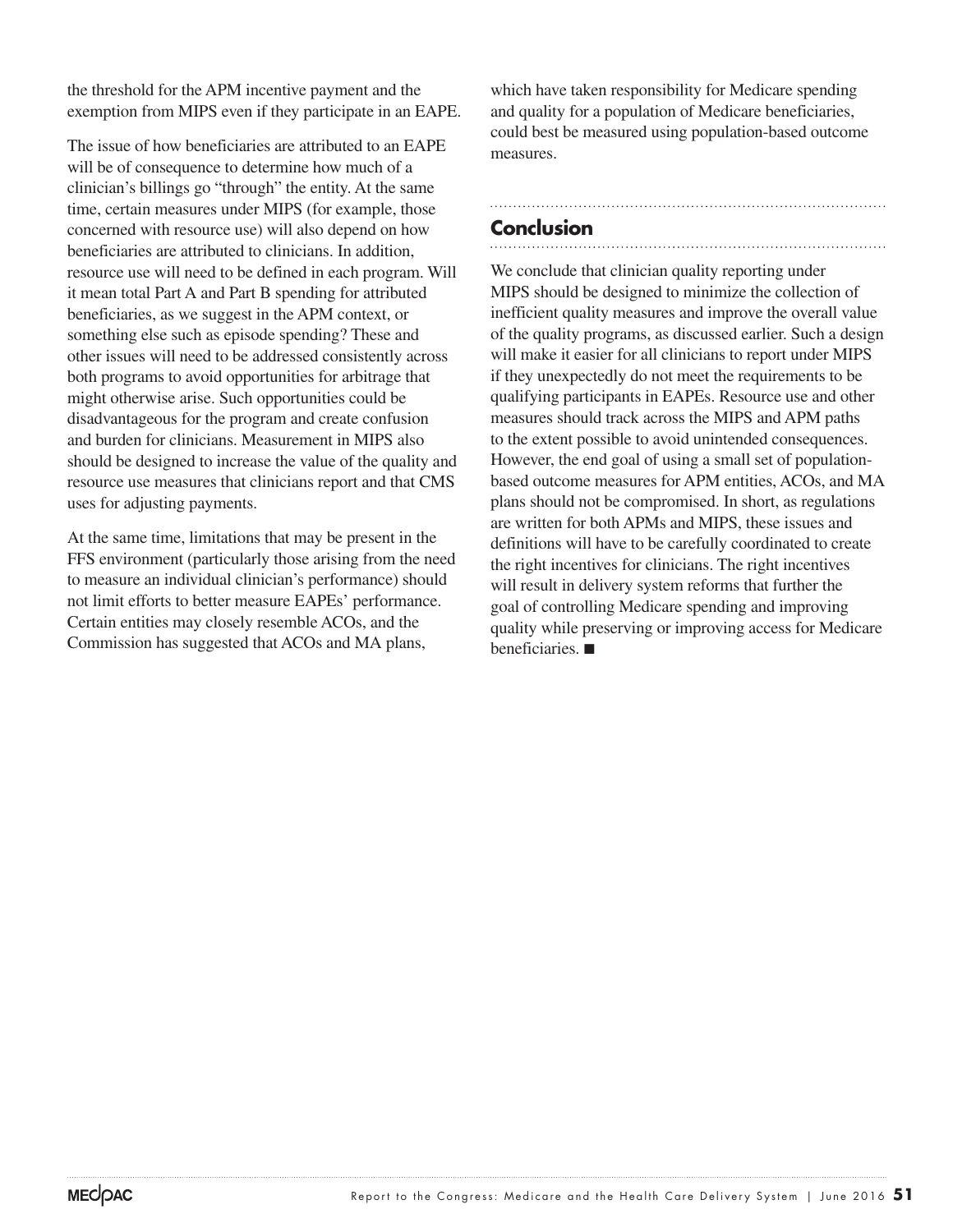the threshold for the APM incentive payment and the exemption from MIPS even if they participate in an EAPE.

The issue of how beneficiaries are attributed to an EAPE will be of consequence to determine how much of a clinician's billings go "through" the entity. At the same time, certain measures under MIPS (for example, those concerned with resource use) will also depend on how beneficiaries are attributed to clinicians. In addition, resource use will need to be defined in each program. Will it mean total Part A and Part B spending for attributed beneficiaries, as we suggest in the APM context, or something else such as episode spending? These and other issues will need to be addressed consistently across both programs to avoid opportunities for arbitrage that might otherwise arise. Such opportunities could be disadvantageous for the program and create confusion and burden for clinicians. Measurement in MIPS also should be designed to increase the value of the quality and resource use measures that clinicians report and that CMS uses for adjusting payments.

At the same time, limitations that may be present in the FFS environment (particularly those arising from the need to measure an individual clinician's performance) should not limit efforts to better measure EAPEs' performance. Certain entities may closely resemble ACOs, and the Commission has suggested that ACOs and MA plans, which have taken responsibility for Medicare spending and quality for a population of Medicare beneficiaries, could best be measured using population-based outcome measures.

## Conclusion

We conclude that clinician quality reporting under MIPS should be designed to minimize the collection of inefficient quality measures and improve the overall value of the quality programs, as discussed earlier. Such a design will make it easier for all clinicians to report under MIPS if they unexpectedly do not meet the requirements to be qualifying participants in EAPEs. Resource use and other measures should track across the MIPS and APM paths to the extent possible to avoid unintended consequences. However, the end goal of using a small set of population-based outcome measures for APM entities, ACOs, and MA plans should not be compromised. In short, as regulations are written for both APMs and MIPS, these issues and definitions will have to be carefully coordinated to create the right incentives for clinicians. The right incentives will result in delivery system reforms that further the goal of controlling Medicare spending and improving quality while preserving or improving access for Medicare beneficiaries. ■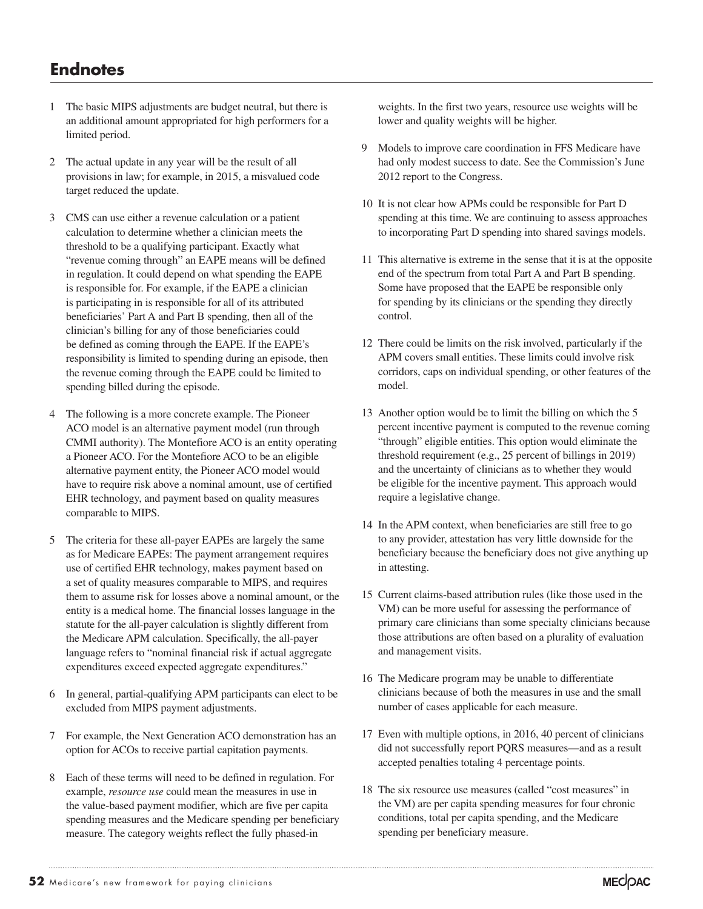## Endnotes

1 The basic MIPS adjustments are budget neutral, but there is an additional amount appropriated for high performers for a limited period.

2 The actual update in any year will be the result of all provisions in law; for example, in 2015, a misvalued code target reduced the update.

3 CMS can use either a revenue calculation or a patient calculation to determine whether a clinician meets the threshold to be a qualifying participant. Exactly what "revenue coming through" an EAPE means will be defined in regulation. It could depend on what spending the EAPE is responsible for. For example, if the EAPE a clinician is participating in is responsible for all of its attributed beneficiaries' Part A and Part B spending, then all of the clinician's billing for any of those beneficiaries could be defined as coming through the EAPE. If the EAPE's responsibility is limited to spending during an episode, then the revenue coming through the EAPE could be limited to spending billed during the episode.

4 The following is a more concrete example. The Pioneer ACO model is an alternative payment model (run through CMMI authority). The Montefiore ACO is an entity operating a Pioneer ACO. For the Montefiore ACO to be an eligible alternative payment entity, the Pioneer ACO model would have to require risk above a nominal amount, use of certified EHR technology, and payment based on quality measures comparable to MIPS.

5 The criteria for these all-payer EAPEs are largely the same as for Medicare EAPEs: The payment arrangement requires use of certified EHR technology, makes payment based on a set of quality measures comparable to MIPS, and requires them to assume risk for losses above a nominal amount, or the entity is a medical home. The financial losses language in the statute for the all-payer calculation is slightly different from the Medicare APM calculation. Specifically, the all-payer language refers to "nominal financial risk if actual aggregate expenditures exceed expected aggregate expenditures."

6 In general, partial-qualifying APM participants can elect to be excluded from MIPS payment adjustments.

7 For example, the Next Generation ACO demonstration has an option for ACOs to receive partial capitation payments.

8 Each of these terms will need to be defined in regulation. For example, *resource use* could mean the measures in use in the value-based payment modifier, which are five per capita spending measures and the Medicare spending per beneficiary measure. The category weights reflect the fully phased-in weights. In the first two years, resource use weights will be lower and quality weights will be higher.

9 Models to improve care coordination in FFS Medicare have had only modest success to date. See the Commission's June 2012 report to the Congress.

10 It is not clear how APMs could be responsible for Part D spending at this time. We are continuing to assess approaches to incorporating Part D spending into shared savings models.

11 This alternative is extreme in the sense that it is at the opposite end of the spectrum from total Part A and Part B spending. Some have proposed that the EAPE be responsible only for spending by its clinicians or the spending they directly control.

12 There could be limits on the risk involved, particularly if the APM covers small entities. These limits could involve risk corridors, caps on individual spending, or other features of the model.

13 Another option would be to limit the billing on which the 5 percent incentive payment is computed to the revenue coming "through" eligible entities. This option would eliminate the threshold requirement (e.g., 25 percent of billings in 2019) and the uncertainty of clinicians as to whether they would be eligible for the incentive payment. This approach would require a legislative change.

14 In the APM context, when beneficiaries are still free to go to any provider, attestation has very little downside for the beneficiary because the beneficiary does not give anything up in attesting.

15 Current claims-based attribution rules (like those used in the VM) can be more useful for assessing the performance of primary care clinicians than some specialty clinicians because those attributions are often based on a plurality of evaluation and management visits.

16 The Medicare program may be unable to differentiate clinicians because of both the measures in use and the small number of cases applicable for each measure.

17 Even with multiple options, in 2016, 40 percent of clinicians did not successfully report PQRS measures—and as a result accepted penalties totaling 4 percentage points.

18 The six resource use measures (called "cost measures" in the VM) are per capita spending measures for four chronic conditions, total per capita spending, and the Medicare spending per beneficiary measure.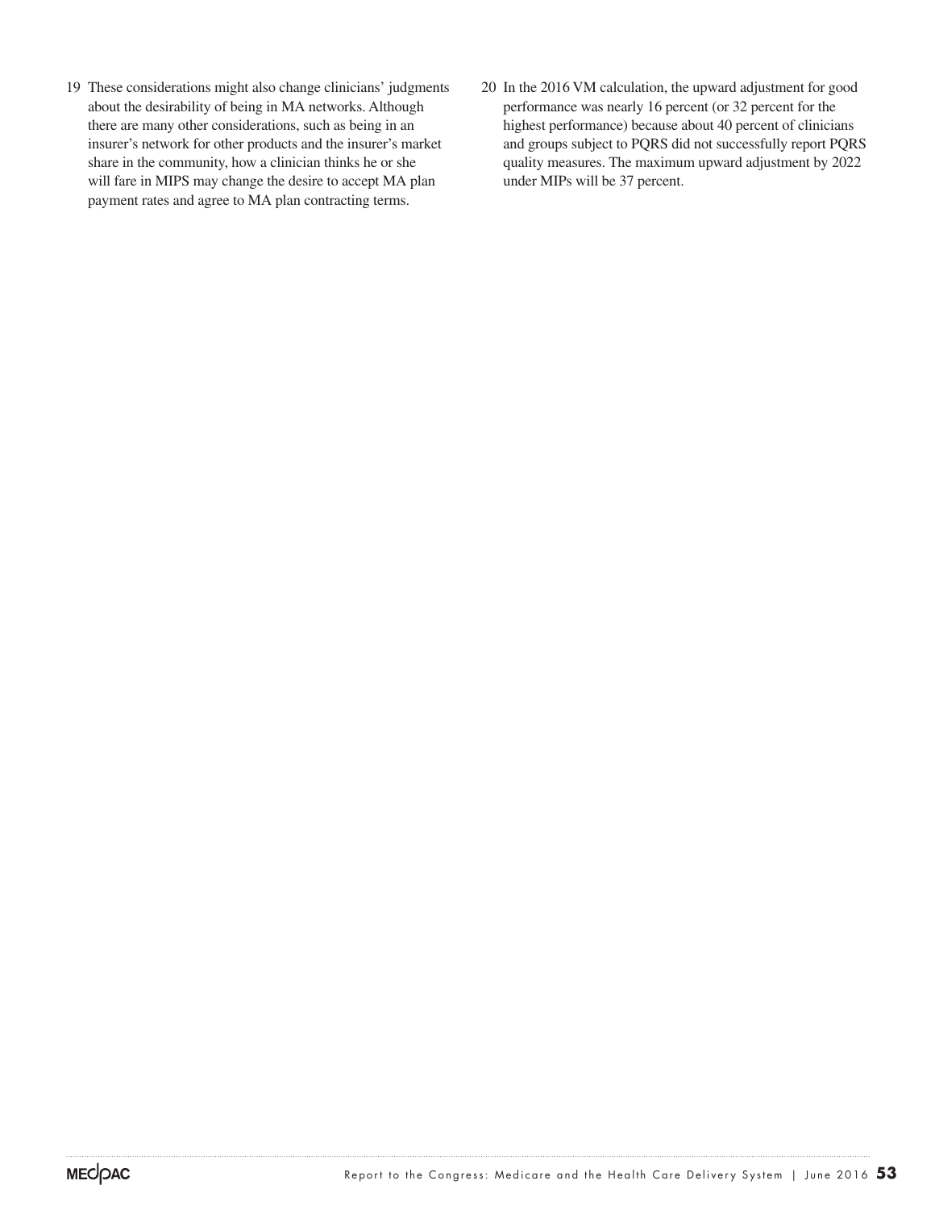19 These considerations might also change clinicians' judgments about the desirability of being in MA networks. Although there are many other considerations, such as being in an insurer's network for other products and the insurer's market share in the community, how a clinician thinks he or she will fare in MIPS may change the desire to accept MA plan payment rates and agree to MA plan contracting terms.

20 In the 2016 VM calculation, the upward adjustment for good performance was nearly 16 percent (or 32 percent for the highest performance) because about 40 percent of clinicians and groups subject to PQRS did not successfully report PQRS quality measures. The maximum upward adjustment by 2022 under MIPs will be 37 percent.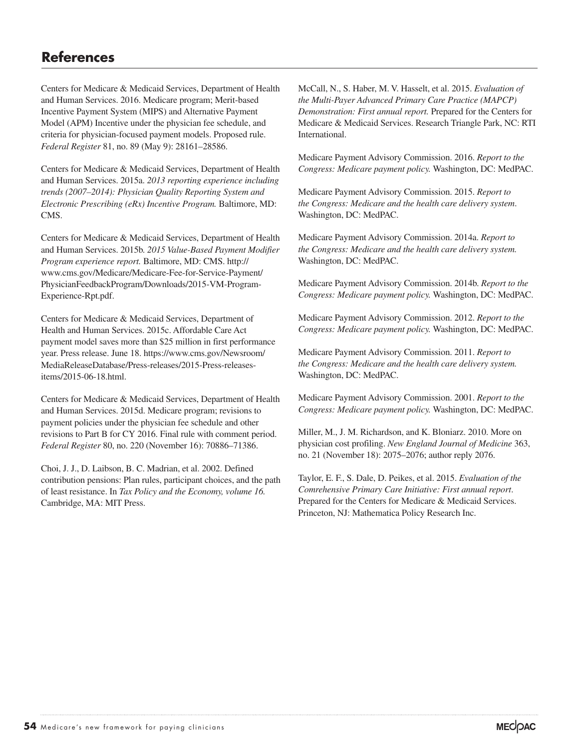## References

Centers for Medicare & Medicaid Services, Department of Health and Human Services. 2016. Medicare program; Merit-based Incentive Payment System (MIPS) and Alternative Payment Model (APM) Incentive under the physician fee schedule, and criteria for physician-focused payment models. Proposed rule. *Federal Register* 81, no. 89 (May 9): 28161–28586.

Centers for Medicare & Medicaid Services, Department of Health and Human Services. 2015a. *2013 reporting experience including trends (2007–2014): Physician Quality Reporting System and Electronic Prescribing (eRx) Incentive Program.* Baltimore, MD: CMS.

Centers for Medicare & Medicaid Services, Department of Health and Human Services. 2015b. *2015 Value-Based Payment Modifier Program experience report.* Baltimore, MD: CMS. http://www.cms.gov/Medicare/Medicare-Fee-for-Service-Payment/PhysicianFeedbackProgram/Downloads/2015-VM-Program-Experience-Rpt.pdf.

Centers for Medicare & Medicaid Services, Department of Health and Human Services. 2015c. Affordable Care Act payment model saves more than $25 million in first performance year. Press release. June 18. https://www.cms.gov/Newsroom/MediaReleaseDatabase/Press-releases/2015-Press-releases-items/2015-06-18.html.

Centers for Medicare & Medicaid Services, Department of Health and Human Services. 2015d. Medicare program; revisions to payment policies under the physician fee schedule and other revisions to Part B for CY 2016. Final rule with comment period. *Federal Register* 80, no. 220 (November 16): 70886–71386.

Choi, J. J., D. Laibson, B. C. Madrian, et al. 2002. Defined contribution pensions: Plan rules, participant choices, and the path of least resistance. In *Tax Policy and the Economy, volume 16.* Cambridge, MA: MIT Press.

McCall, N., S. Haber, M. V. Hasselt, et al. 2015. *Evaluation of the Multi-Payer Advanced Primary Care Practice (MAPCP) Demonstration: First annual report.* Prepared for the Centers for Medicare & Medicaid Services. Research Triangle Park, NC: RTI International.

Medicare Payment Advisory Commission. 2016. *Report to the Congress: Medicare payment policy.* Washington, DC: MedPAC.

Medicare Payment Advisory Commission. 2015. *Report to the Congress: Medicare and the health care delivery system*. Washington, DC: MedPAC.

Medicare Payment Advisory Commission. 2014a. *Report to the Congress: Medicare and the health care delivery system.* Washington, DC: MedPAC.

Medicare Payment Advisory Commission. 2014b. *Report to the Congress: Medicare payment policy.* Washington, DC: MedPAC.

Medicare Payment Advisory Commission. 2012. *Report to the Congress: Medicare payment policy.* Washington, DC: MedPAC.

Medicare Payment Advisory Commission. 2011. *Report to the Congress: Medicare and the health care delivery system.* Washington, DC: MedPAC.

Medicare Payment Advisory Commission. 2001. *Report to the Congress: Medicare payment policy.* Washington, DC: MedPAC.

Miller, M., J. M. Richardson, and K. Bloniarz. 2010. More on physician cost profiling. *New England Journal of Medicine* 363, no. 21 (November 18): 2075–2076; author reply 2076.

Taylor, E. F., S. Dale, D. Peikes, et al. 2015. *Evaluation of the Comrehensive Primary Care Initiative: First annual report*. Prepared for the Centers for Medicare & Medicaid Services. Princeton, NJ: Mathematica Policy Research Inc.